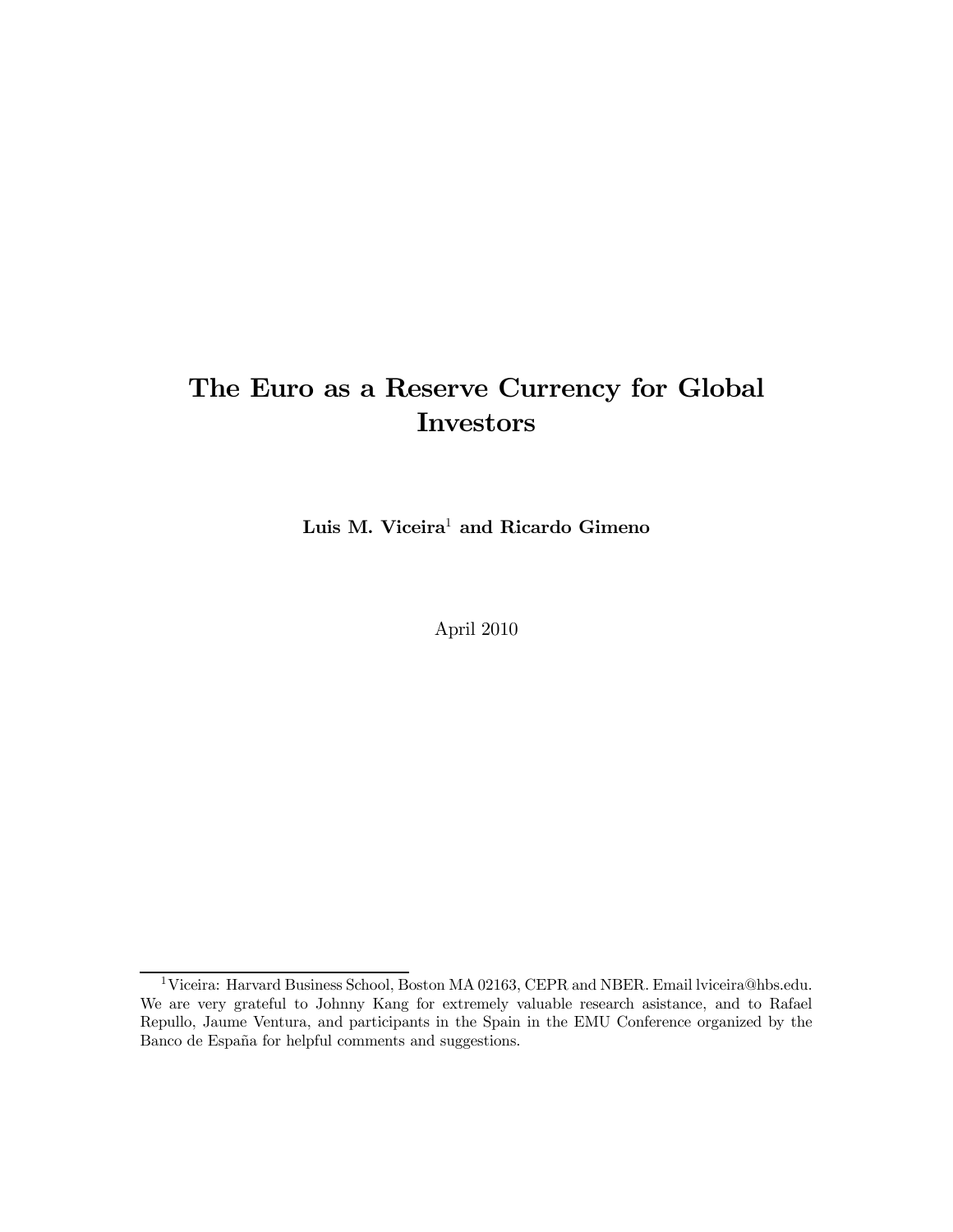# The Euro as a Reserve Currency for Global Investors

**Luis M. Viceira**[1] **and Ricardo Gimeno**

April 2010

---

[1] Viceira: Harvard Business School, Boston MA 02163, CEPR and NBER. Email lviceira@hbs.edu. We are very grateful to Johnny Kang for extremely valuable research asistance, and to Rafael Repullo, Jaume Ventura, and participants in the Spain in the EMU Conference organized by the Banco de España for helpful comments and suggestions.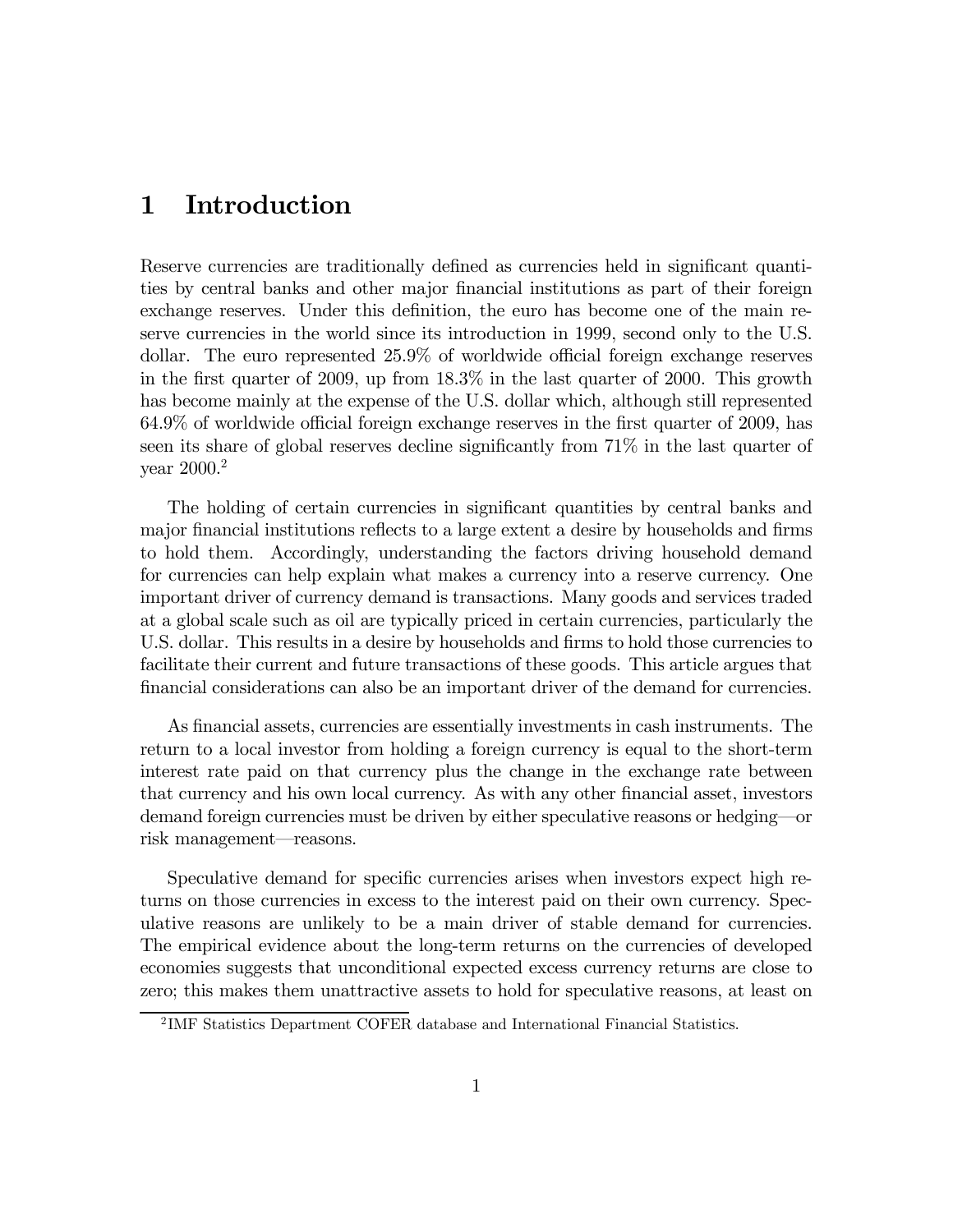# 1 Introduction

Reserve currencies are traditionally defined as currencies held in significant quantities by central banks and other major financial institutions as part of their foreign exchange reserves. Under this definition, the euro has become one of the main reserve currencies in the world since its introduction in 1999, second only to the U.S. dollar. The euro represented 25.9% of worldwide official foreign exchange reserves in the first quarter of 2009, up from 18.3% in the last quarter of 2000. This growth has become mainly at the expense of the U.S. dollar which, although still represented 64.9% of worldwide official foreign exchange reserves in the first quarter of 2009, has seen its share of global reserves decline significantly from 71% in the last quarter of year 2000.[2]

The holding of certain currencies in significant quantities by central banks and major financial institutions reflects to a large extent a desire by households and firms to hold them. Accordingly, understanding the factors driving household demand for currencies can help explain what makes a currency into a reserve currency. One important driver of currency demand is transactions. Many goods and services traded at a global scale such as oil are typically priced in certain currencies, particularly the U.S. dollar. This results in a desire by households and firms to hold those currencies to facilitate their current and future transactions of these goods. This article argues that financial considerations can also be an important driver of the demand for currencies.

As financial assets, currencies are essentially investments in cash instruments. The return to a local investor from holding a foreign currency is equal to the short-term interest rate paid on that currency plus the change in the exchange rate between that currency and his own local currency. As with any other financial asset, investors demand foreign currencies must be driven by either speculative reasons or hedging—or risk management—reasons.

Speculative demand for specific currencies arises when investors expect high returns on those currencies in excess to the interest paid on their own currency. Speculative reasons are unlikely to be a main driver of stable demand for currencies. The empirical evidence about the long-term returns on the currencies of developed economies suggests that unconditional expected excess currency returns are close to zero; this makes them unattractive assets to hold for speculative reasons, at least on

[2] IMF Statistics Department COFER database and International Financial Statistics.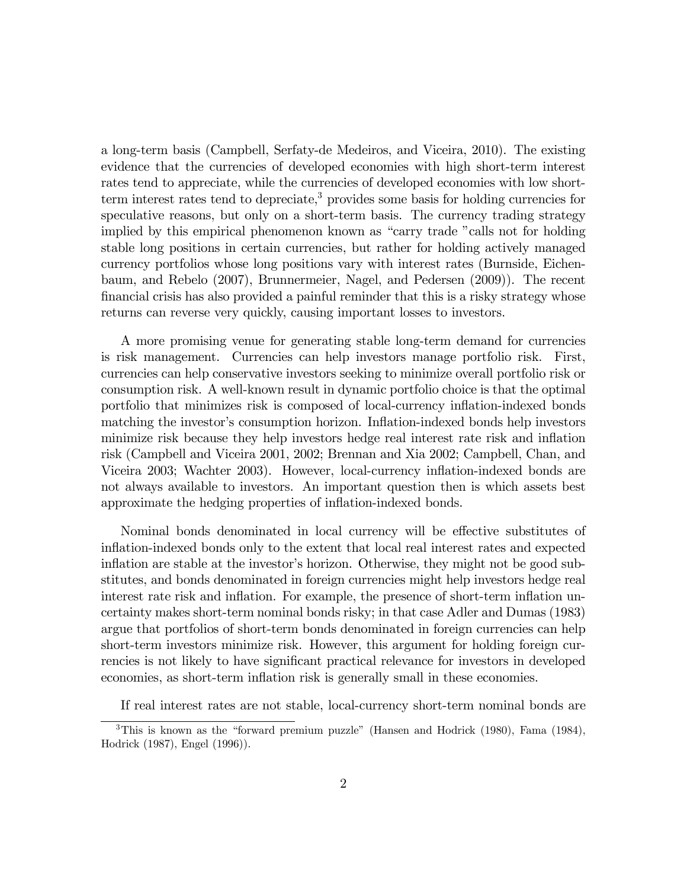a long-term basis (Campbell, Serfaty-de Medeiros, and Viceira, 2010). The existing evidence that the currencies of developed economies with high short-term interest rates tend to appreciate, while the currencies of developed economies with low short-term interest rates tend to depreciate,[3] provides some basis for holding currencies for speculative reasons, but only on a short-term basis. The currency trading strategy implied by this empirical phenomenon known as "carry trade "calls not for holding stable long positions in certain currencies, but rather for holding actively managed currency portfolios whose long positions vary with interest rates (Burnside, Eichenbaum, and Rebelo (2007), Brunnermeier, Nagel, and Pedersen (2009)). The recent financial crisis has also provided a painful reminder that this is a risky strategy whose returns can reverse very quickly, causing important losses to investors.

A more promising venue for generating stable long-term demand for currencies is risk management. Currencies can help investors manage portfolio risk. First, currencies can help conservative investors seeking to minimize overall portfolio risk or consumption risk. A well-known result in dynamic portfolio choice is that the optimal portfolio that minimizes risk is composed of local-currency inflation-indexed bonds matching the investor's consumption horizon. Inflation-indexed bonds help investors minimize risk because they help investors hedge real interest rate risk and inflation risk (Campbell and Viceira 2001, 2002; Brennan and Xia 2002; Campbell, Chan, and Viceira 2003; Wachter 2003). However, local-currency inflation-indexed bonds are not always available to investors. An important question then is which assets best approximate the hedging properties of inflation-indexed bonds.

Nominal bonds denominated in local currency will be effective substitutes of inflation-indexed bonds only to the extent that local real interest rates and expected inflation are stable at the investor's horizon. Otherwise, they might not be good substitutes, and bonds denominated in foreign currencies might help investors hedge real interest rate risk and inflation. For example, the presence of short-term inflation uncertainty makes short-term nominal bonds risky; in that case Adler and Dumas (1983) argue that portfolios of short-term bonds denominated in foreign currencies can help short-term investors minimize risk. However, this argument for holding foreign currencies is not likely to have significant practical relevance for investors in developed economies, as short-term inflation risk is generally small in these economies.

If real interest rates are not stable, local-currency short-term nominal bonds are

[3] This is known as the "forward premium puzzle" (Hansen and Hodrick (1980), Fama (1984), Hodrick (1987), Engel (1996)).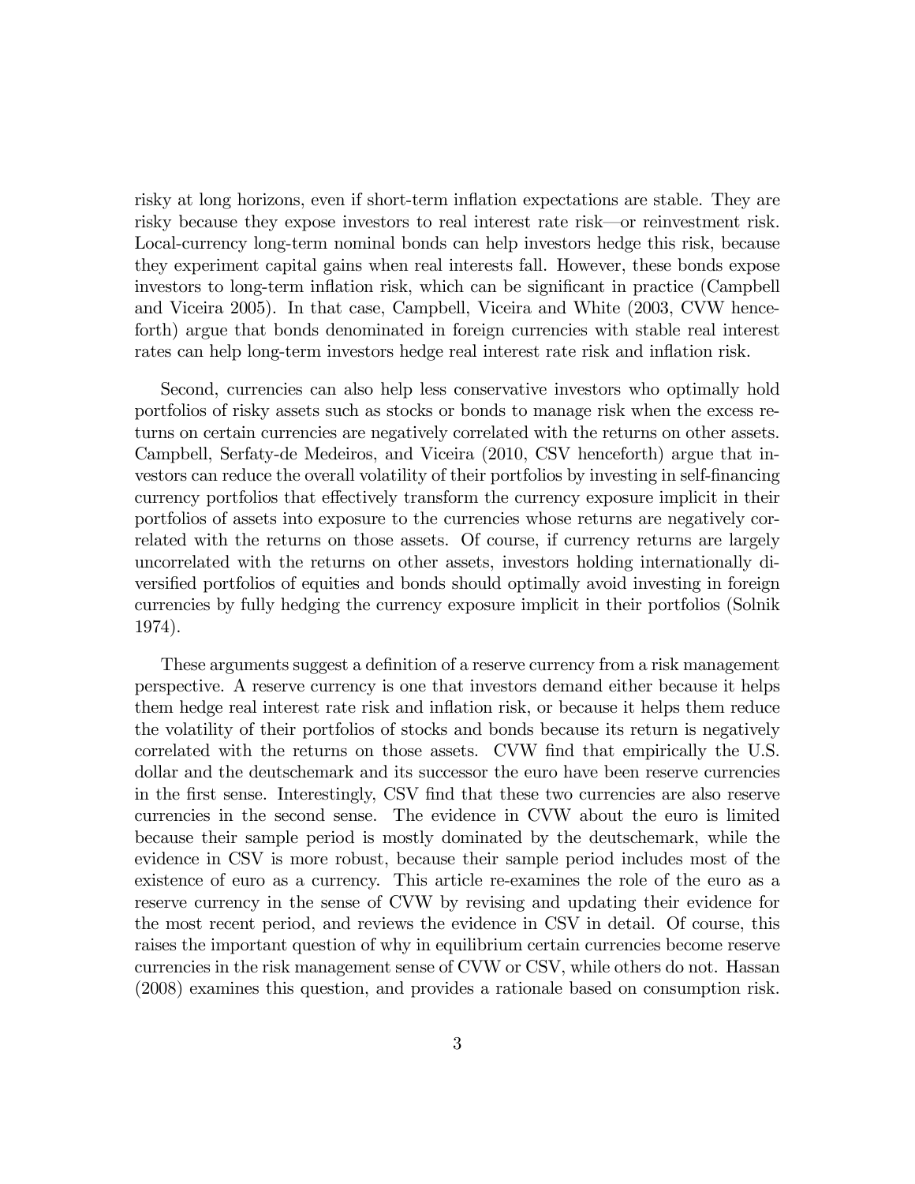risky at long horizons, even if short-term inflation expectations are stable. They are risky because they expose investors to real interest rate risk—or reinvestment risk. Local-currency long-term nominal bonds can help investors hedge this risk, because they experiment capital gains when real interests fall. However, these bonds expose investors to long-term inflation risk, which can be significant in practice (Campbell and Viceira 2005). In that case, Campbell, Viceira and White (2003, CVW henceforth) argue that bonds denominated in foreign currencies with stable real interest rates can help long-term investors hedge real interest rate risk and inflation risk.

Second, currencies can also help less conservative investors who optimally hold portfolios of risky assets such as stocks or bonds to manage risk when the excess returns on certain currencies are negatively correlated with the returns on other assets. Campbell, Serfaty-de Medeiros, and Viceira (2010, CSV henceforth) argue that investors can reduce the overall volatility of their portfolios by investing in self-financing currency portfolios that effectively transform the currency exposure implicit in their portfolios of assets into exposure to the currencies whose returns are negatively correlated with the returns on those assets. Of course, if currency returns are largely uncorrelated with the returns on other assets, investors holding internationally diversified portfolios of equities and bonds should optimally avoid investing in foreign currencies by fully hedging the currency exposure implicit in their portfolios (Solnik 1974).

These arguments suggest a definition of a reserve currency from a risk management perspective. A reserve currency is one that investors demand either because it helps them hedge real interest rate risk and inflation risk, or because it helps them reduce the volatility of their portfolios of stocks and bonds because its return is negatively correlated with the returns on those assets. CVW find that empirically the U.S. dollar and the deutschemark and its successor the euro have been reserve currencies in the first sense. Interestingly, CSV find that these two currencies are also reserve currencies in the second sense. The evidence in CVW about the euro is limited because their sample period is mostly dominated by the deutschemark, while the evidence in CSV is more robust, because their sample period includes most of the existence of euro as a currency. This article re-examines the role of the euro as a reserve currency in the sense of CVW by revising and updating their evidence for the most recent period, and reviews the evidence in CSV in detail. Of course, this raises the important question of why in equilibrium certain currencies become reserve currencies in the risk management sense of CVW or CSV, while others do not. Hassan (2008) examines this question, and provides a rationale based on consumption risk.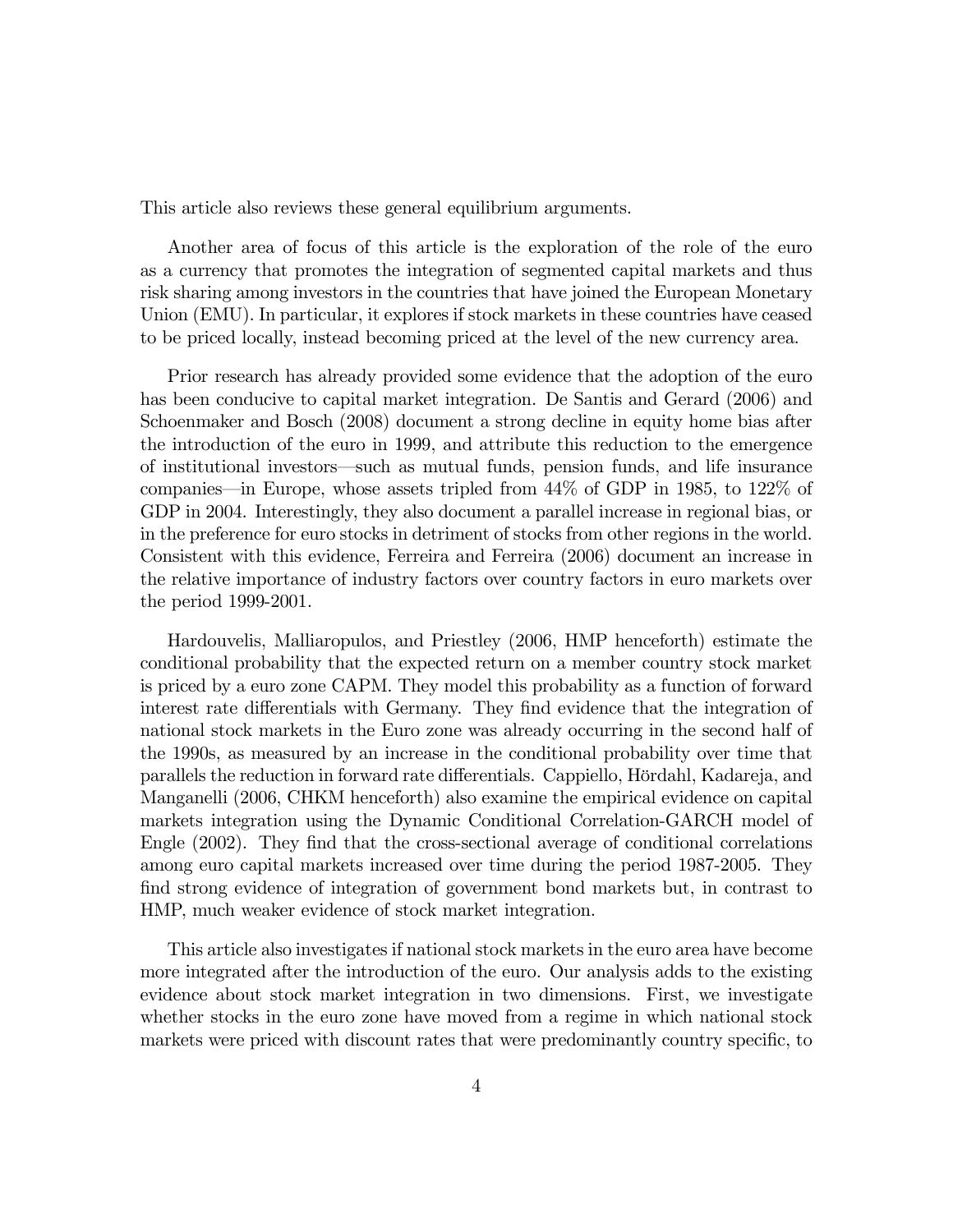This article also reviews these general equilibrium arguments.

Another area of focus of this article is the exploration of the role of the euro as a currency that promotes the integration of segmented capital markets and thus risk sharing among investors in the countries that have joined the European Monetary Union (EMU). In particular, it explores if stock markets in these countries have ceased to be priced locally, instead becoming priced at the level of the new currency area.

Prior research has already provided some evidence that the adoption of the euro has been conducive to capital market integration. De Santis and Gerard (2006) and Schoenmaker and Bosch (2008) document a strong decline in equity home bias after the introduction of the euro in 1999, and attribute this reduction to the emergence of institutional investors—such as mutual funds, pension funds, and life insurance companies—in Europe, whose assets tripled from 44% of GDP in 1985, to 122% of GDP in 2004. Interestingly, they also document a parallel increase in regional bias, or in the preference for euro stocks in detriment of stocks from other regions in the world. Consistent with this evidence, Ferreira and Ferreira (2006) document an increase in the relative importance of industry factors over country factors in euro markets over the period 1999-2001.

Hardouvelis, Malliaropulos, and Priestley (2006, HMP henceforth) estimate the conditional probability that the expected return on a member country stock market is priced by a euro zone CAPM. They model this probability as a function of forward interest rate differentials with Germany. They find evidence that the integration of national stock markets in the Euro zone was already occurring in the second half of the 1990s, as measured by an increase in the conditional probability over time that parallels the reduction in forward rate differentials. Cappiello, Hördahl, Kadareja, and Manganelli (2006, CHKM henceforth) also examine the empirical evidence on capital markets integration using the Dynamic Conditional Correlation-GARCH model of Engle (2002). They find that the cross-sectional average of conditional correlations among euro capital markets increased over time during the period 1987-2005. They find strong evidence of integration of government bond markets but, in contrast to HMP, much weaker evidence of stock market integration.

This article also investigates if national stock markets in the euro area have become more integrated after the introduction of the euro. Our analysis adds to the existing evidence about stock market integration in two dimensions. First, we investigate whether stocks in the euro zone have moved from a regime in which national stock markets were priced with discount rates that were predominantly country specific, to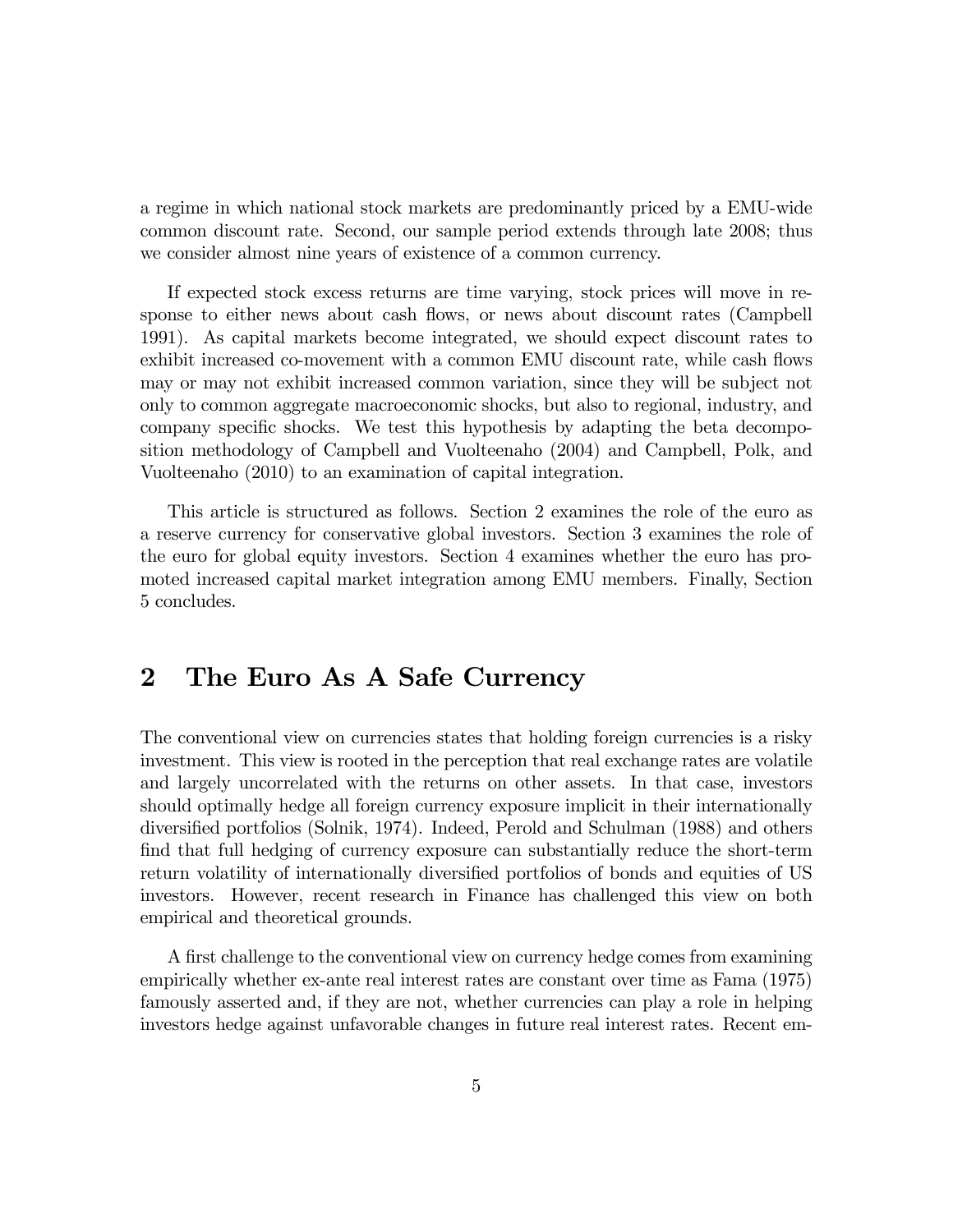a regime in which national stock markets are predominantly priced by a EMU-wide common discount rate. Second, our sample period extends through late 2008; thus we consider almost nine years of existence of a common currency.

If expected stock excess returns are time varying, stock prices will move in response to either news about cash flows, or news about discount rates (Campbell 1991). As capital markets become integrated, we should expect discount rates to exhibit increased co-movement with a common EMU discount rate, while cash flows may or may not exhibit increased common variation, since they will be subject not only to common aggregate macroeconomic shocks, but also to regional, industry, and company specific shocks. We test this hypothesis by adapting the beta decomposition methodology of Campbell and Vuolteenaho (2004) and Campbell, Polk, and Vuolteenaho (2010) to an examination of capital integration.

This article is structured as follows. Section 2 examines the role of the euro as a reserve currency for conservative global investors. Section 3 examines the role of the euro for global equity investors. Section 4 examines whether the euro has promoted increased capital market integration among EMU members. Finally, Section 5 concludes.

# 2 The Euro As A Safe Currency

The conventional view on currencies states that holding foreign currencies is a risky investment. This view is rooted in the perception that real exchange rates are volatile and largely uncorrelated with the returns on other assets. In that case, investors should optimally hedge all foreign currency exposure implicit in their internationally diversified portfolios (Solnik, 1974). Indeed, Perold and Schulman (1988) and others find that full hedging of currency exposure can substantially reduce the short-term return volatility of internationally diversified portfolios of bonds and equities of US investors. However, recent research in Finance has challenged this view on both empirical and theoretical grounds.

A first challenge to the conventional view on currency hedge comes from examining empirically whether ex-ante real interest rates are constant over time as Fama (1975) famously asserted and, if they are not, whether currencies can play a role in helping investors hedge against unfavorable changes in future real interest rates. Recent em-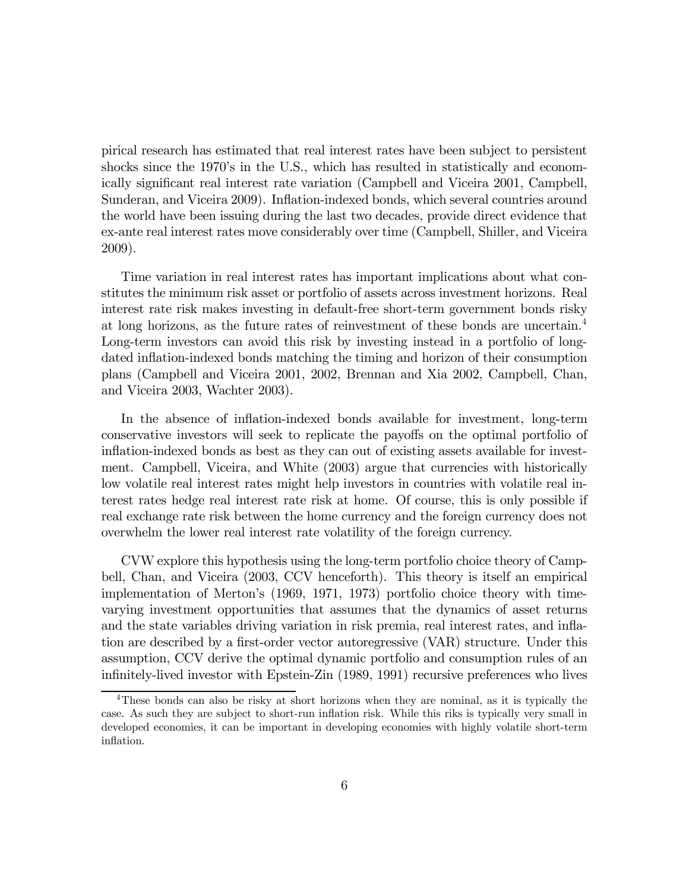pirical research has estimated that real interest rates have been subject to persistent shocks since the 1970's in the U.S., which has resulted in statistically and economically significant real interest rate variation (Campbell and Viceira 2001, Campbell, Sunderan, and Viceira 2009). Inflation-indexed bonds, which several countries around the world have been issuing during the last two decades, provide direct evidence that ex-ante real interest rates move considerably over time (Campbell, Shiller, and Viceira 2009).

Time variation in real interest rates has important implications about what constitutes the minimum risk asset or portfolio of assets across investment horizons. Real interest rate risk makes investing in default-free short-term government bonds risky at long horizons, as the future rates of reinvestment of these bonds are uncertain.[4] Long-term investors can avoid this risk by investing instead in a portfolio of long-dated inflation-indexed bonds matching the timing and horizon of their consumption plans (Campbell and Viceira 2001, 2002, Brennan and Xia 2002, Campbell, Chan, and Viceira 2003, Wachter 2003).

In the absence of inflation-indexed bonds available for investment, long-term conservative investors will seek to replicate the payoffs on the optimal portfolio of inflation-indexed bonds as best as they can out of existing assets available for investment. Campbell, Viceira, and White (2003) argue that currencies with historically low volatile real interest rates might help investors in countries with volatile real interest rates hedge real interest rate risk at home. Of course, this is only possible if real exchange rate risk between the home currency and the foreign currency does not overwhelm the lower real interest rate volatility of the foreign currency.

CVW explore this hypothesis using the long-term portfolio choice theory of Campbell, Chan, and Viceira (2003, CCV henceforth). This theory is itself an empirical implementation of Merton's (1969, 1971, 1973) portfolio choice theory with time-varying investment opportunities that assumes that the dynamics of asset returns and the state variables driving variation in risk premia, real interest rates, and inflation are described by a first-order vector autoregressive (VAR) structure. Under this assumption, CCV derive the optimal dynamic portfolio and consumption rules of an infinitely-lived investor with Epstein-Zin (1989, 1991) recursive preferences who lives

[4] These bonds can also be risky at short horizons when they are nominal, as it is typically the case. As such they are subject to short-run inflation risk. While this riks is typically very small in developed economies, it can be important in developing economies with highly volatile short-term inflation.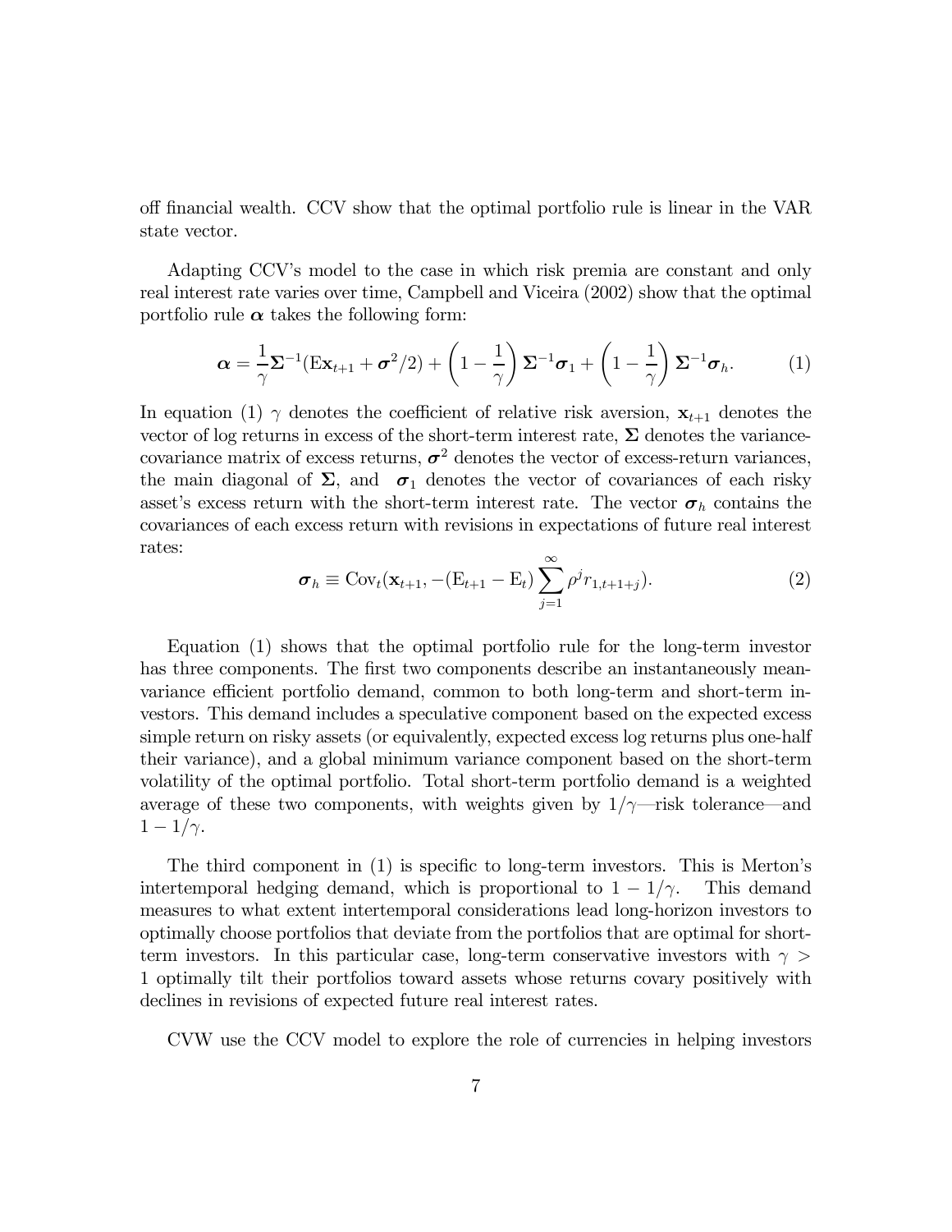off financial wealth. CCV show that the optimal portfolio rule is linear in the VAR state vector.

Adapting CCV's model to the case in which risk premia are constant and only real interest rate varies over time, Campbell and Viceira (2002) show that the optimal portfolio rule $\boldsymbol{\alpha}$ takes the following form:

$$\boldsymbol{\alpha} = \frac{1}{\gamma}\boldsymbol{\Sigma}^{-1}(\mathrm{E}\mathbf{x}_{t+1} + \boldsymbol{\sigma}^2/2) + \left(1 - \frac{1}{\gamma}\right)\boldsymbol{\Sigma}^{-1}\boldsymbol{\sigma}_1 + \left(1 - \frac{1}{\gamma}\right)\boldsymbol{\Sigma}^{-1}\boldsymbol{\sigma}_h. \tag{1}$$

In equation (1) $\gamma$ denotes the coefficient of relative risk aversion, $\mathbf{x}_{t+1}$ denotes the vector of log returns in excess of the short-term interest rate, $\boldsymbol{\Sigma}$ denotes the variance-covariance matrix of excess returns, $\boldsymbol{\sigma}^2$ denotes the vector of excess-return variances, the main diagonal of $\boldsymbol{\Sigma}$, and $\boldsymbol{\sigma}_1$ denotes the vector of covariances of each risky asset's excess return with the short-term interest rate. The vector $\boldsymbol{\sigma}_h$ contains the covariances of each excess return with revisions in expectations of future real interest rates:

$$\boldsymbol{\sigma}_h \equiv \mathrm{Cov}_t(\mathbf{x}_{t+1}, -(\mathrm{E}_{t+1} - \mathrm{E}_t)\sum_{j=1}^{\infty}\rho^j r_{1,t+1+j}). \tag{2}$$

Equation (1) shows that the optimal portfolio rule for the long-term investor has three components. The first two components describe an instantaneously mean-variance efficient portfolio demand, common to both long-term and short-term investors. This demand includes a speculative component based on the expected excess simple return on risky assets (or equivalently, expected excess log returns plus one-half their variance), and a global minimum variance component based on the short-term volatility of the optimal portfolio. Total short-term portfolio demand is a weighted average of these two components, with weights given by $1/\gamma$—risk tolerance—and $1 - 1/\gamma$.

The third component in (1) is specific to long-term investors. This is Merton's intertemporal hedging demand, which is proportional to $1 - 1/\gamma$. This demand measures to what extent intertemporal considerations lead long-horizon investors to optimally choose portfolios that deviate from the portfolios that are optimal for short-term investors. In this particular case, long-term conservative investors with $\gamma > 1$ optimally tilt their portfolios toward assets whose returns covary positively with declines in revisions of expected future real interest rates.

CVW use the CCV model to explore the role of currencies in helping investors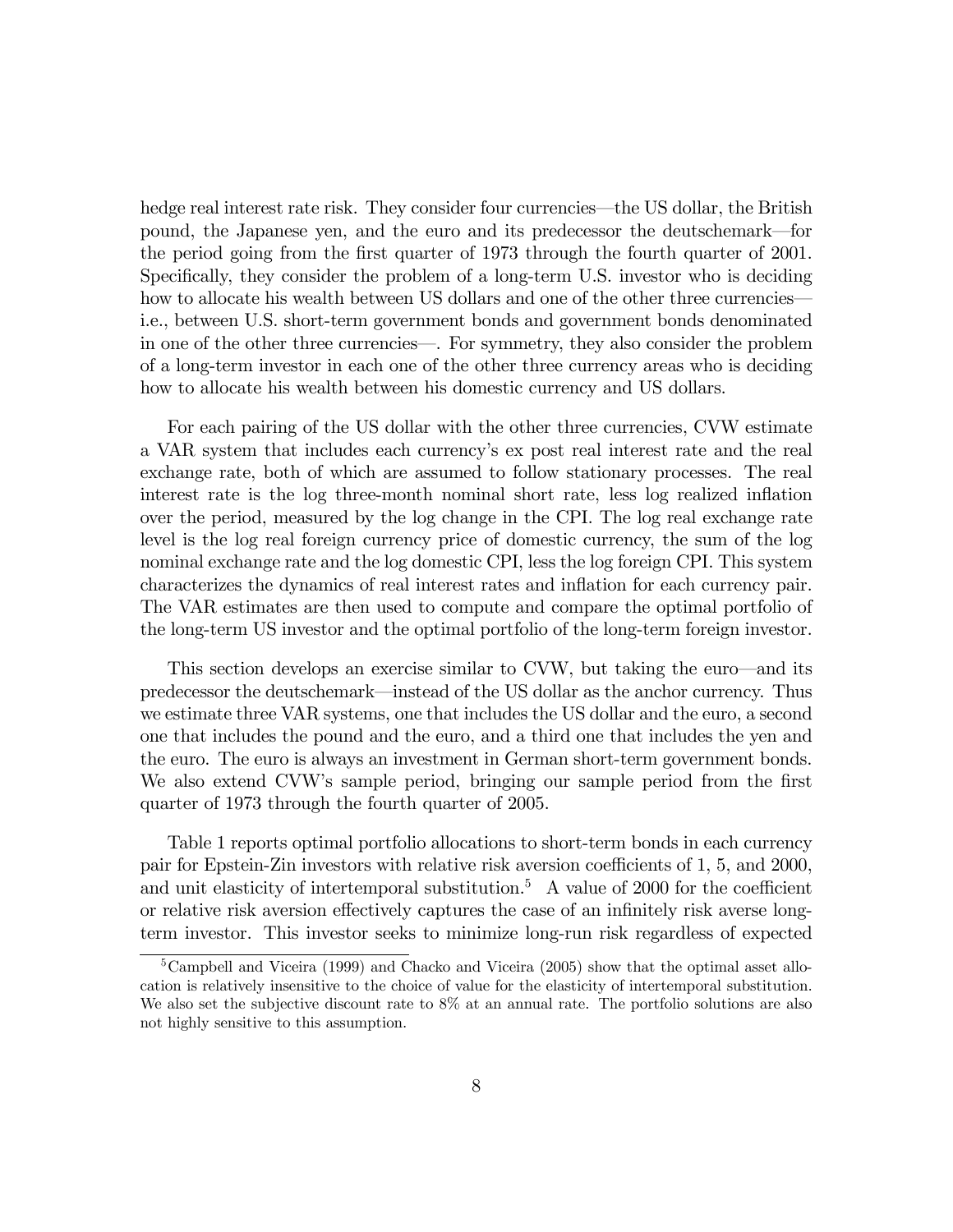hedge real interest rate risk. They consider four currencies—the US dollar, the British pound, the Japanese yen, and the euro and its predecessor the deutschemark—for the period going from the first quarter of 1973 through the fourth quarter of 2001. Specifically, they consider the problem of a long-term U.S. investor who is deciding how to allocate his wealth between US dollars and one of the other three currencies—i.e., between U.S. short-term government bonds and government bonds denominated in one of the other three currencies—. For symmetry, they also consider the problem of a long-term investor in each one of the other three currency areas who is deciding how to allocate his wealth between his domestic currency and US dollars.

For each pairing of the US dollar with the other three currencies, CVW estimate a VAR system that includes each currency's ex post real interest rate and the real exchange rate, both of which are assumed to follow stationary processes. The real interest rate is the log three-month nominal short rate, less log realized inflation over the period, measured by the log change in the CPI. The log real exchange rate level is the log real foreign currency price of domestic currency, the sum of the log nominal exchange rate and the log domestic CPI, less the log foreign CPI. This system characterizes the dynamics of real interest rates and inflation for each currency pair. The VAR estimates are then used to compute and compare the optimal portfolio of the long-term US investor and the optimal portfolio of the long-term foreign investor.

This section develops an exercise similar to CVW, but taking the euro—and its predecessor the deutschemark—instead of the US dollar as the anchor currency. Thus we estimate three VAR systems, one that includes the US dollar and the euro, a second one that includes the pound and the euro, and a third one that includes the yen and the euro. The euro is always an investment in German short-term government bonds. We also extend CVW's sample period, bringing our sample period from the first quarter of 1973 through the fourth quarter of 2005.

Table 1 reports optimal portfolio allocations to short-term bonds in each currency pair for Epstein-Zin investors with relative risk aversion coefficients of 1, 5, and 2000, and unit elasticity of intertemporal substitution.[5] A value of 2000 for the coefficient or relative risk aversion effectively captures the case of an infinitely risk averse long-term investor. This investor seeks to minimize long-run risk regardless of expected

[5] Campbell and Viceira (1999) and Chacko and Viceira (2005) show that the optimal asset allocation is relatively insensitive to the choice of value for the elasticity of intertemporal substitution. We also set the subjective discount rate to 8% at an annual rate. The portfolio solutions are also not highly sensitive to this assumption.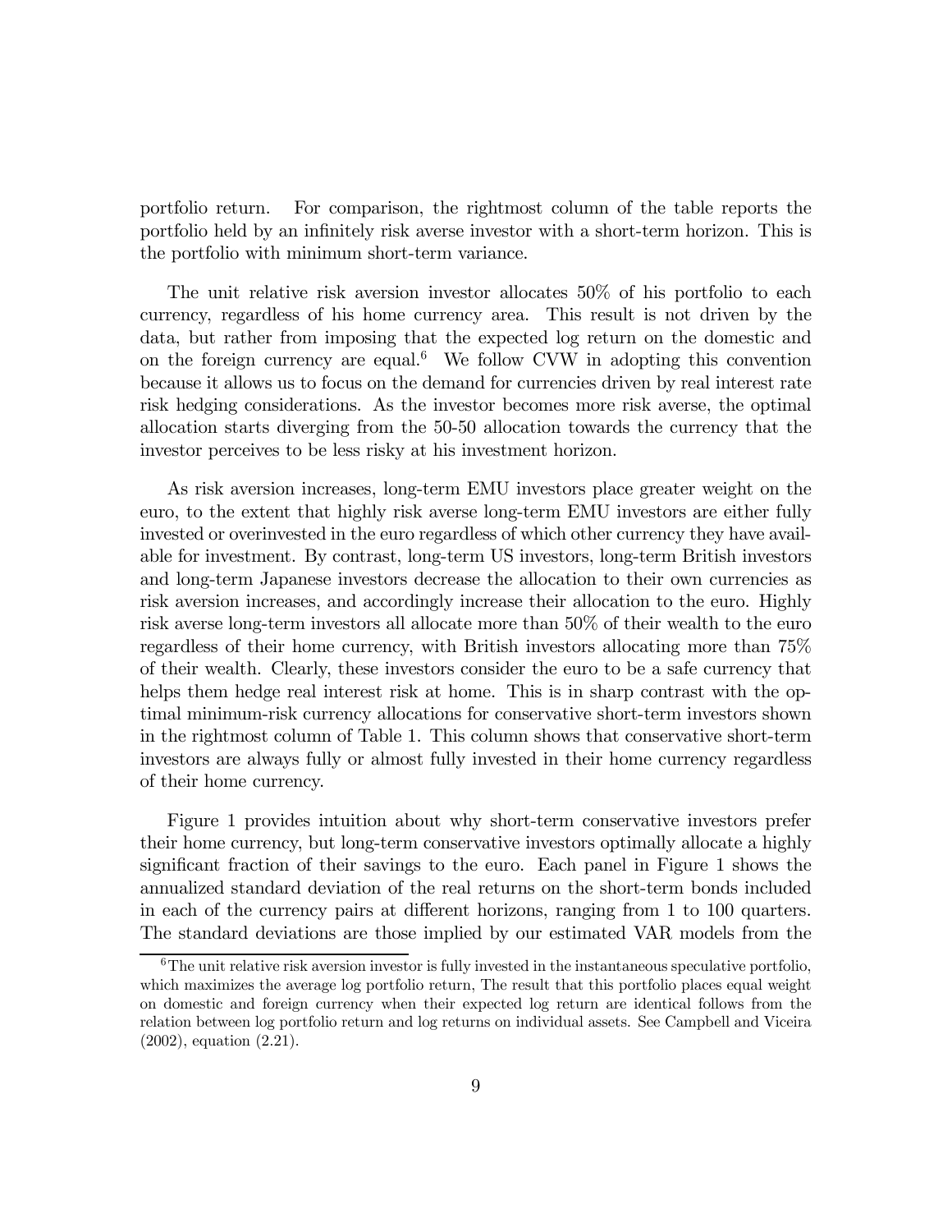portfolio return. For comparison, the rightmost column of the table reports the portfolio held by an infinitely risk averse investor with a short-term horizon. This is the portfolio with minimum short-term variance.

The unit relative risk aversion investor allocates 50% of his portfolio to each currency, regardless of his home currency area. This result is not driven by the data, but rather from imposing that the expected log return on the domestic and on the foreign currency are equal.[6] We follow CVW in adopting this convention because it allows us to focus on the demand for currencies driven by real interest rate risk hedging considerations. As the investor becomes more risk averse, the optimal allocation starts diverging from the 50-50 allocation towards the currency that the investor perceives to be less risky at his investment horizon.

As risk aversion increases, long-term EMU investors place greater weight on the euro, to the extent that highly risk averse long-term EMU investors are either fully invested or overinvested in the euro regardless of which other currency they have available for investment. By contrast, long-term US investors, long-term British investors and long-term Japanese investors decrease the allocation to their own currencies as risk aversion increases, and accordingly increase their allocation to the euro. Highly risk averse long-term investors all allocate more than 50% of their wealth to the euro regardless of their home currency, with British investors allocating more than 75% of their wealth. Clearly, these investors consider the euro to be a safe currency that helps them hedge real interest risk at home. This is in sharp contrast with the optimal minimum-risk currency allocations for conservative short-term investors shown in the rightmost column of Table 1. This column shows that conservative short-term investors are always fully or almost fully invested in their home currency regardless of their home currency.

Figure 1 provides intuition about why short-term conservative investors prefer their home currency, but long-term conservative investors optimally allocate a highly significant fraction of their savings to the euro. Each panel in Figure 1 shows the annualized standard deviation of the real returns on the short-term bonds included in each of the currency pairs at different horizons, ranging from 1 to 100 quarters. The standard deviations are those implied by our estimated VAR models from the

[6] The unit relative risk aversion investor is fully invested in the instantaneous speculative portfolio, which maximizes the average log portfolio return, The result that this portfolio places equal weight on domestic and foreign currency when their expected log return are identical follows from the relation between log portfolio return and log returns on individual assets. See Campbell and Viceira (2002), equation (2.21).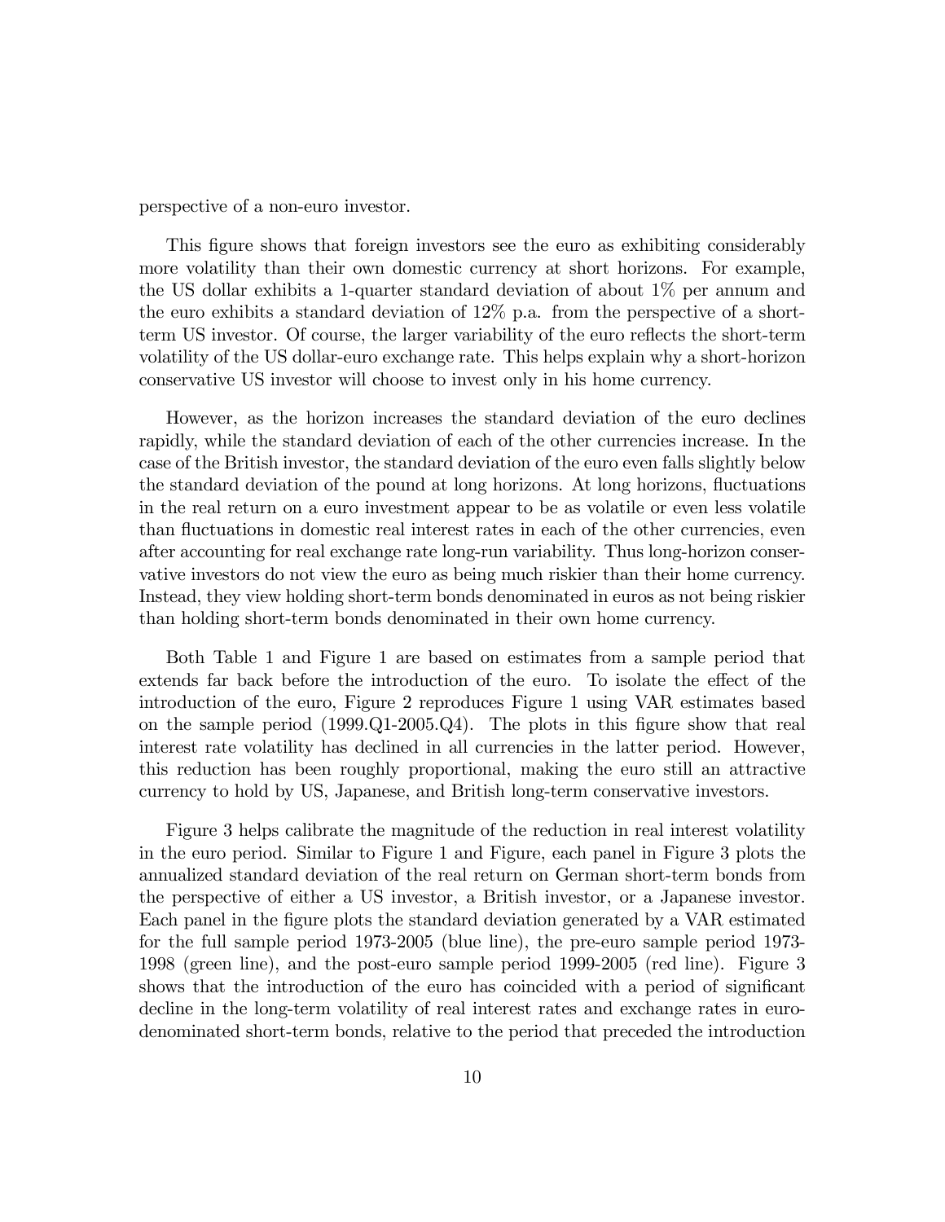perspective of a non-euro investor.

This figure shows that foreign investors see the euro as exhibiting considerably more volatility than their own domestic currency at short horizons. For example, the US dollar exhibits a 1-quarter standard deviation of about 1% per annum and the euro exhibits a standard deviation of 12% p.a. from the perspective of a short-term US investor. Of course, the larger variability of the euro reflects the short-term volatility of the US dollar-euro exchange rate. This helps explain why a short-horizon conservative US investor will choose to invest only in his home currency.

However, as the horizon increases the standard deviation of the euro declines rapidly, while the standard deviation of each of the other currencies increase. In the case of the British investor, the standard deviation of the euro even falls slightly below the standard deviation of the pound at long horizons. At long horizons, fluctuations in the real return on a euro investment appear to be as volatile or even less volatile than fluctuations in domestic real interest rates in each of the other currencies, even after accounting for real exchange rate long-run variability. Thus long-horizon conservative investors do not view the euro as being much riskier than their home currency. Instead, they view holding short-term bonds denominated in euros as not being riskier than holding short-term bonds denominated in their own home currency.

Both Table 1 and Figure 1 are based on estimates from a sample period that extends far back before the introduction of the euro. To isolate the effect of the introduction of the euro, Figure 2 reproduces Figure 1 using VAR estimates based on the sample period (1999.Q1-2005.Q4). The plots in this figure show that real interest rate volatility has declined in all currencies in the latter period. However, this reduction has been roughly proportional, making the euro still an attractive currency to hold by US, Japanese, and British long-term conservative investors.

Figure 3 helps calibrate the magnitude of the reduction in real interest volatility in the euro period. Similar to Figure 1 and Figure, each panel in Figure 3 plots the annualized standard deviation of the real return on German short-term bonds from the perspective of either a US investor, a British investor, or a Japanese investor. Each panel in the figure plots the standard deviation generated by a VAR estimated for the full sample period 1973-2005 (blue line), the pre-euro sample period 1973-1998 (green line), and the post-euro sample period 1999-2005 (red line). Figure 3 shows that the introduction of the euro has coincided with a period of significant decline in the long-term volatility of real interest rates and exchange rates in euro-denominated short-term bonds, relative to the period that preceded the introduction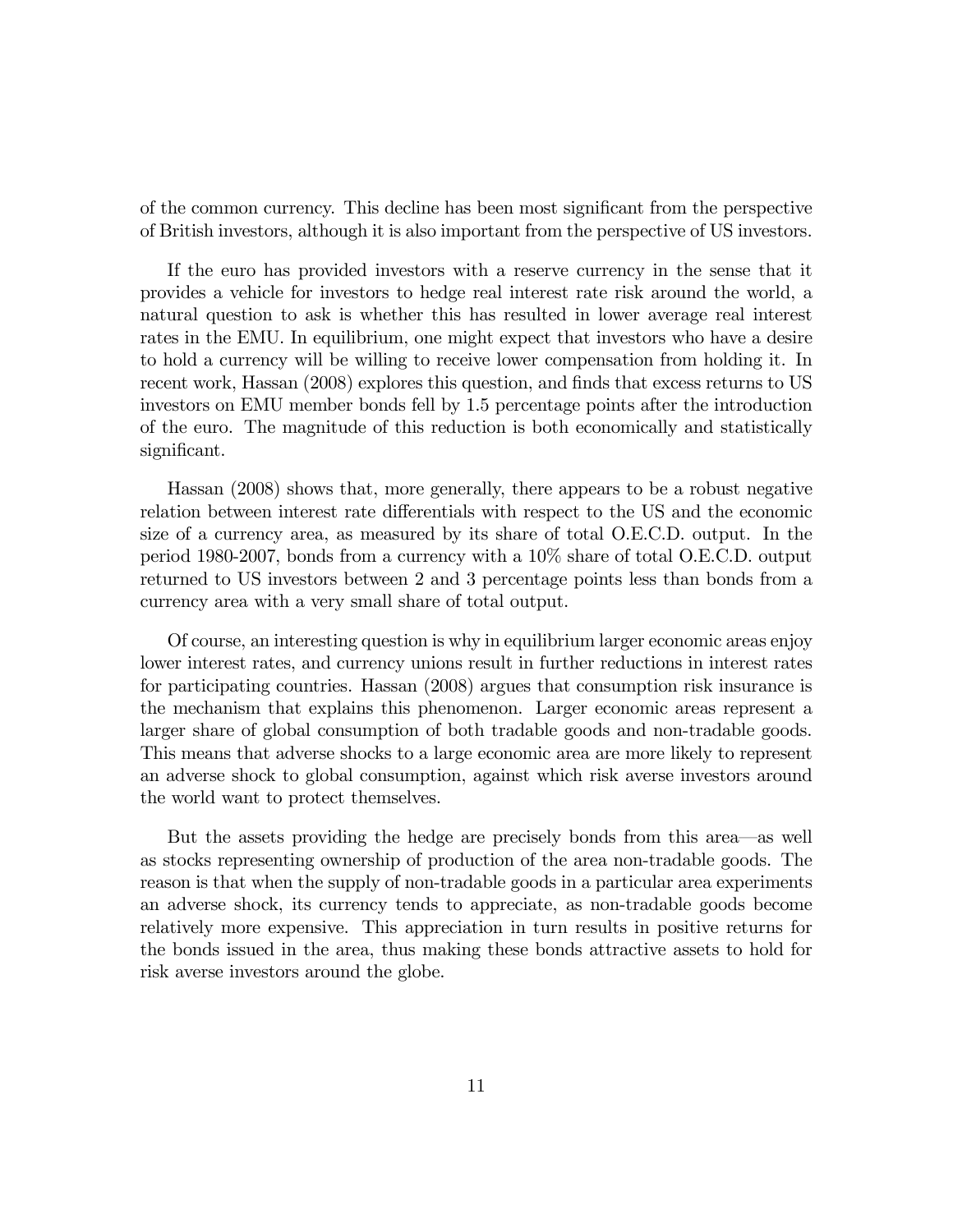of the common currency. This decline has been most significant from the perspective of British investors, although it is also important from the perspective of US investors.

If the euro has provided investors with a reserve currency in the sense that it provides a vehicle for investors to hedge real interest rate risk around the world, a natural question to ask is whether this has resulted in lower average real interest rates in the EMU. In equilibrium, one might expect that investors who have a desire to hold a currency will be willing to receive lower compensation from holding it. In recent work, Hassan (2008) explores this question, and finds that excess returns to US investors on EMU member bonds fell by 1.5 percentage points after the introduction of the euro. The magnitude of this reduction is both economically and statistically significant.

Hassan (2008) shows that, more generally, there appears to be a robust negative relation between interest rate differentials with respect to the US and the economic size of a currency area, as measured by its share of total O.E.C.D. output. In the period 1980-2007, bonds from a currency with a 10% share of total O.E.C.D. output returned to US investors between 2 and 3 percentage points less than bonds from a currency area with a very small share of total output.

Of course, an interesting question is why in equilibrium larger economic areas enjoy lower interest rates, and currency unions result in further reductions in interest rates for participating countries. Hassan (2008) argues that consumption risk insurance is the mechanism that explains this phenomenon. Larger economic areas represent a larger share of global consumption of both tradable goods and non-tradable goods. This means that adverse shocks to a large economic area are more likely to represent an adverse shock to global consumption, against which risk averse investors around the world want to protect themselves.

But the assets providing the hedge are precisely bonds from this area—as well as stocks representing ownership of production of the area non-tradable goods. The reason is that when the supply of non-tradable goods in a particular area experiments an adverse shock, its currency tends to appreciate, as non-tradable goods become relatively more expensive. This appreciation in turn results in positive returns for the bonds issued in the area, thus making these bonds attractive assets to hold for risk averse investors around the globe.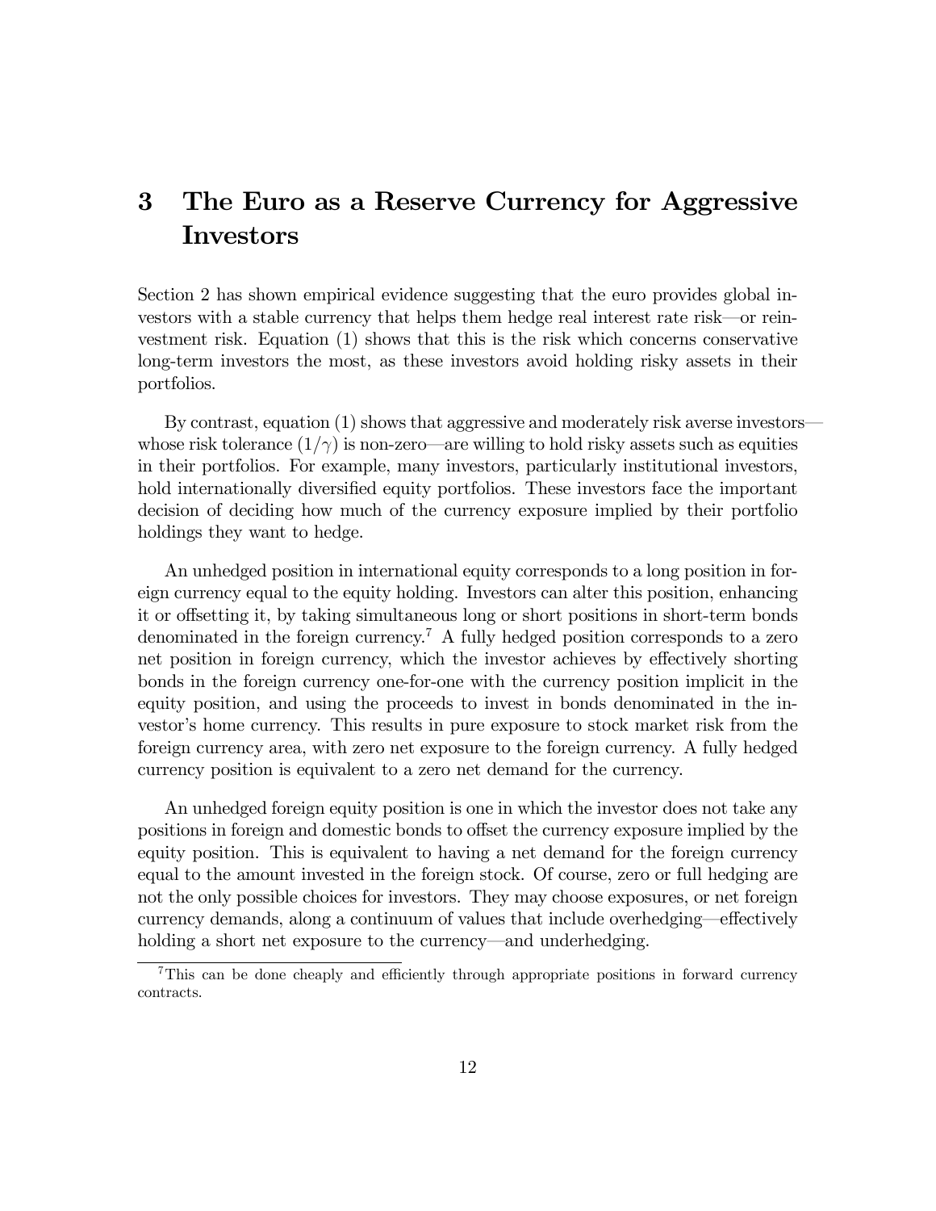# 3 The Euro as a Reserve Currency for Aggressive Investors

Section 2 has shown empirical evidence suggesting that the euro provides global investors with a stable currency that helps them hedge real interest rate risk—or reinvestment risk. Equation (1) shows that this is the risk which concerns conservative long-term investors the most, as these investors avoid holding risky assets in their portfolios.

By contrast, equation (1) shows that aggressive and moderately risk averse investors—whose risk tolerance $(1/\gamma)$ is non-zero—are willing to hold risky assets such as equities in their portfolios. For example, many investors, particularly institutional investors, hold internationally diversified equity portfolios. These investors face the important decision of deciding how much of the currency exposure implied by their portfolio holdings they want to hedge.

An unhedged position in international equity corresponds to a long position in foreign currency equal to the equity holding. Investors can alter this position, enhancing it or offsetting it, by taking simultaneous long or short positions in short-term bonds denominated in the foreign currency.[7] A fully hedged position corresponds to a zero net position in foreign currency, which the investor achieves by effectively shorting bonds in the foreign currency one-for-one with the currency position implicit in the equity position, and using the proceeds to invest in bonds denominated in the investor's home currency. This results in pure exposure to stock market risk from the foreign currency area, with zero net exposure to the foreign currency. A fully hedged currency position is equivalent to a zero net demand for the currency.

An unhedged foreign equity position is one in which the investor does not take any positions in foreign and domestic bonds to offset the currency exposure implied by the equity position. This is equivalent to having a net demand for the foreign currency equal to the amount invested in the foreign stock. Of course, zero or full hedging are not the only possible choices for investors. They may choose exposures, or net foreign currency demands, along a continuum of values that include overhedging—effectively holding a short net exposure to the currency—and underhedging.

[7] This can be done cheaply and efficiently through appropriate positions in forward currency contracts.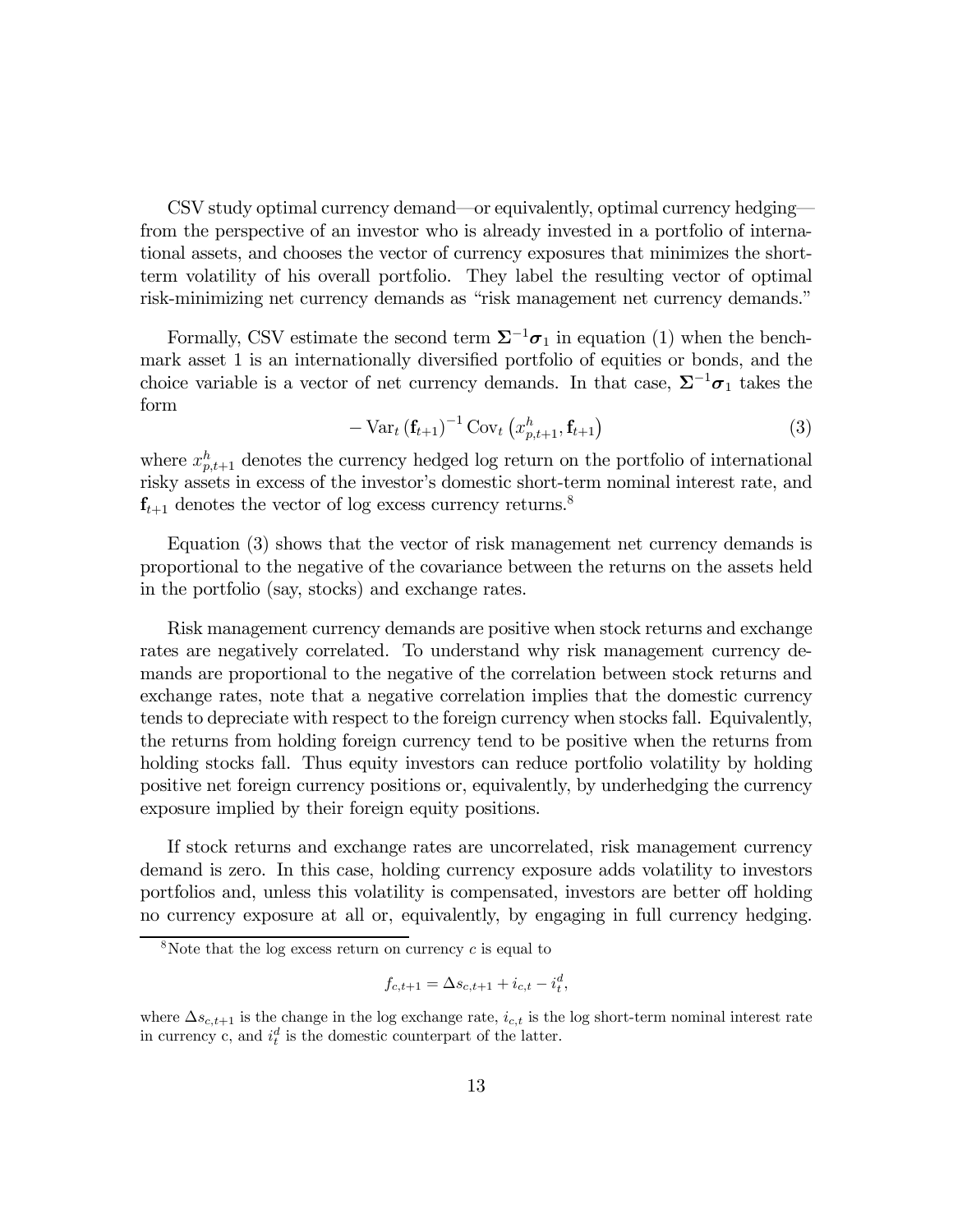CSV study optimal currency demand—or equivalently, optimal currency hedging—from the perspective of an investor who is already invested in a portfolio of international assets, and chooses the vector of currency exposures that minimizes the short-term volatility of his overall portfolio. They label the resulting vector of optimal risk-minimizing net currency demands as "risk management net currency demands."

Formally, CSV estimate the second term $\mathbf{\Sigma}^{-1}\boldsymbol{\sigma}_1$ in equation (1) when the benchmark asset 1 is an internationally diversified portfolio of equities or bonds, and the choice variable is a vector of net currency demands. In that case, $\mathbf{\Sigma}^{-1}\boldsymbol{\sigma}_1$ takes the form

$$-\operatorname{Var}_t\left(\mathbf{f}_{t+1}\right)^{-1}\operatorname{Cov}_t\left(x^h_{p,t+1}, \mathbf{f}_{t+1}\right) \tag{3}$$

where $x^h_{p,t+1}$ denotes the currency hedged log return on the portfolio of international risky assets in excess of the investor's domestic short-term nominal interest rate, and $\mathbf{f}_{t+1}$ denotes the vector of log excess currency returns.[8]

Equation (3) shows that the vector of risk management net currency demands is proportional to the negative of the covariance between the returns on the assets held in the portfolio (say, stocks) and exchange rates.

Risk management currency demands are positive when stock returns and exchange rates are negatively correlated. To understand why risk management currency demands are proportional to the negative of the correlation between stock returns and exchange rates, note that a negative correlation implies that the domestic currency tends to depreciate with respect to the foreign currency when stocks fall. Equivalently, the returns from holding foreign currency tend to be positive when the returns from holding stocks fall. Thus equity investors can reduce portfolio volatility by holding positive net foreign currency positions or, equivalently, by underhedging the currency exposure implied by their foreign equity positions.

If stock returns and exchange rates are uncorrelated, risk management currency demand is zero. In this case, holding currency exposure adds volatility to investors portfolios and, unless this volatility is compensated, investors are better off holding no currency exposure at all or, equivalently, by engaging in full currency hedging.

[8] Note that the log excess return on currency $c$ is equal to

$$f_{c,t+1} = \Delta s_{c,t+1} + i_{c,t} - i^d_t,$$

where $\Delta s_{c,t+1}$ is the change in the log exchange rate, $i_{c,t}$ is the log short-term nominal interest rate in currency c, and $i^d_t$ is the domestic counterpart of the latter.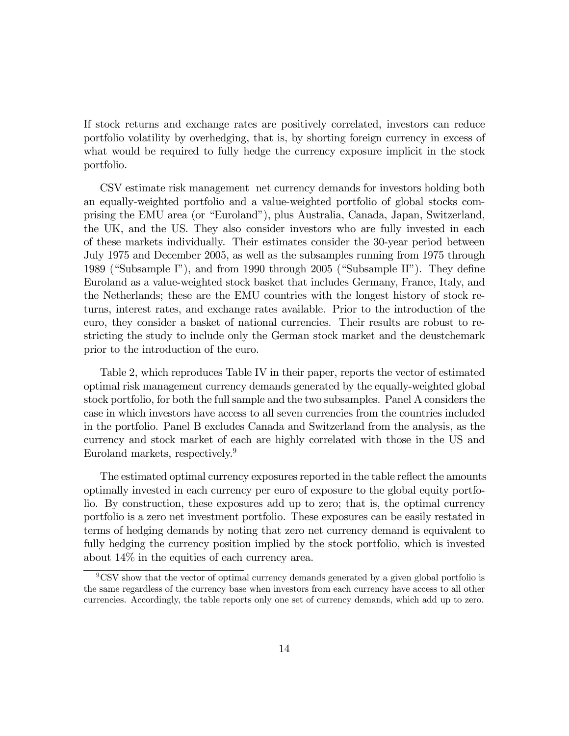If stock returns and exchange rates are positively correlated, investors can reduce portfolio volatility by overhedging, that is, by shorting foreign currency in excess of what would be required to fully hedge the currency exposure implicit in the stock portfolio.

CSV estimate risk management net currency demands for investors holding both an equally-weighted portfolio and a value-weighted portfolio of global stocks comprising the EMU area (or "Euroland"), plus Australia, Canada, Japan, Switzerland, the UK, and the US. They also consider investors who are fully invested in each of these markets individually. Their estimates consider the 30-year period between July 1975 and December 2005, as well as the subsamples running from 1975 through 1989 ("Subsample I"), and from 1990 through 2005 ("Subsample II"). They define Euroland as a value-weighted stock basket that includes Germany, France, Italy, and the Netherlands; these are the EMU countries with the longest history of stock returns, interest rates, and exchange rates available. Prior to the introduction of the euro, they consider a basket of national currencies. Their results are robust to restricting the study to include only the German stock market and the deustchemark prior to the introduction of the euro.

Table 2, which reproduces Table IV in their paper, reports the vector of estimated optimal risk management currency demands generated by the equally-weighted global stock portfolio, for both the full sample and the two subsamples. Panel A considers the case in which investors have access to all seven currencies from the countries included in the portfolio. Panel B excludes Canada and Switzerland from the analysis, as the currency and stock market of each are highly correlated with those in the US and Euroland markets, respectively.[9]

The estimated optimal currency exposures reported in the table reflect the amounts optimally invested in each currency per euro of exposure to the global equity portfolio. By construction, these exposures add up to zero; that is, the optimal currency portfolio is a zero net investment portfolio. These exposures can be easily restated in terms of hedging demands by noting that zero net currency demand is equivalent to fully hedging the currency position implied by the stock portfolio, which is invested about 14% in the equities of each currency area.

[9] CSV show that the vector of optimal currency demands generated by a given global portfolio is the same regardless of the currency base when investors from each currency have access to all other currencies. Accordingly, the table reports only one set of currency demands, which add up to zero.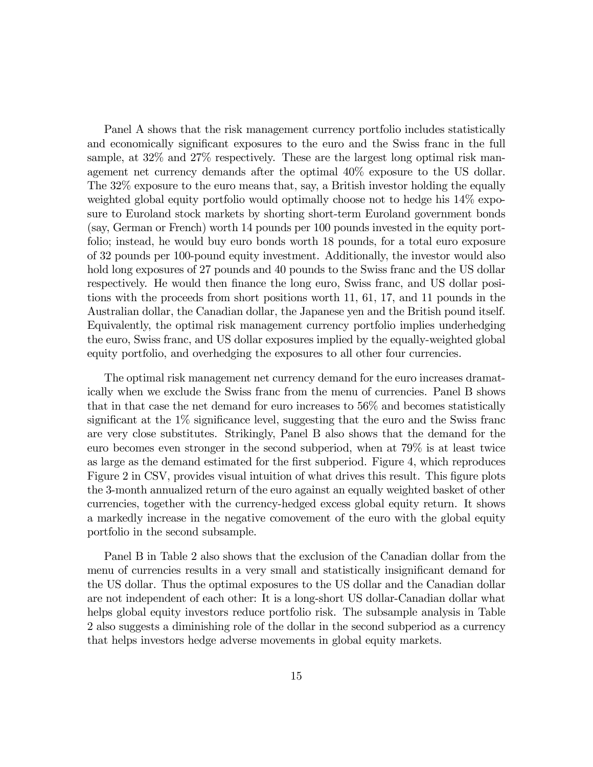Panel A shows that the risk management currency portfolio includes statistically and economically significant exposures to the euro and the Swiss franc in the full sample, at 32% and 27% respectively. These are the largest long optimal risk management net currency demands after the optimal 40% exposure to the US dollar. The 32% exposure to the euro means that, say, a British investor holding the equally weighted global equity portfolio would optimally choose not to hedge his 14% exposure to Euroland stock markets by shorting short-term Euroland government bonds (say, German or French) worth 14 pounds per 100 pounds invested in the equity portfolio; instead, he would buy euro bonds worth 18 pounds, for a total euro exposure of 32 pounds per 100-pound equity investment. Additionally, the investor would also hold long exposures of 27 pounds and 40 pounds to the Swiss franc and the US dollar respectively. He would then finance the long euro, Swiss franc, and US dollar positions with the proceeds from short positions worth 11, 61, 17, and 11 pounds in the Australian dollar, the Canadian dollar, the Japanese yen and the British pound itself. Equivalently, the optimal risk management currency portfolio implies underhedging the euro, Swiss franc, and US dollar exposures implied by the equally-weighted global equity portfolio, and overhedging the exposures to all other four currencies.

The optimal risk management net currency demand for the euro increases dramatically when we exclude the Swiss franc from the menu of currencies. Panel B shows that in that case the net demand for euro increases to 56% and becomes statistically significant at the 1% significance level, suggesting that the euro and the Swiss franc are very close substitutes. Strikingly, Panel B also shows that the demand for the euro becomes even stronger in the second subperiod, when at 79% is at least twice as large as the demand estimated for the first subperiod. Figure 4, which reproduces Figure 2 in CSV, provides visual intuition of what drives this result. This figure plots the 3-month annualized return of the euro against an equally weighted basket of other currencies, together with the currency-hedged excess global equity return. It shows a markedly increase in the negative comovement of the euro with the global equity portfolio in the second subsample.

Panel B in Table 2 also shows that the exclusion of the Canadian dollar from the menu of currencies results in a very small and statistically insignificant demand for the US dollar. Thus the optimal exposures to the US dollar and the Canadian dollar are not independent of each other: It is a long-short US dollar-Canadian dollar what helps global equity investors reduce portfolio risk. The subsample analysis in Table 2 also suggests a diminishing role of the dollar in the second subperiod as a currency that helps investors hedge adverse movements in global equity markets.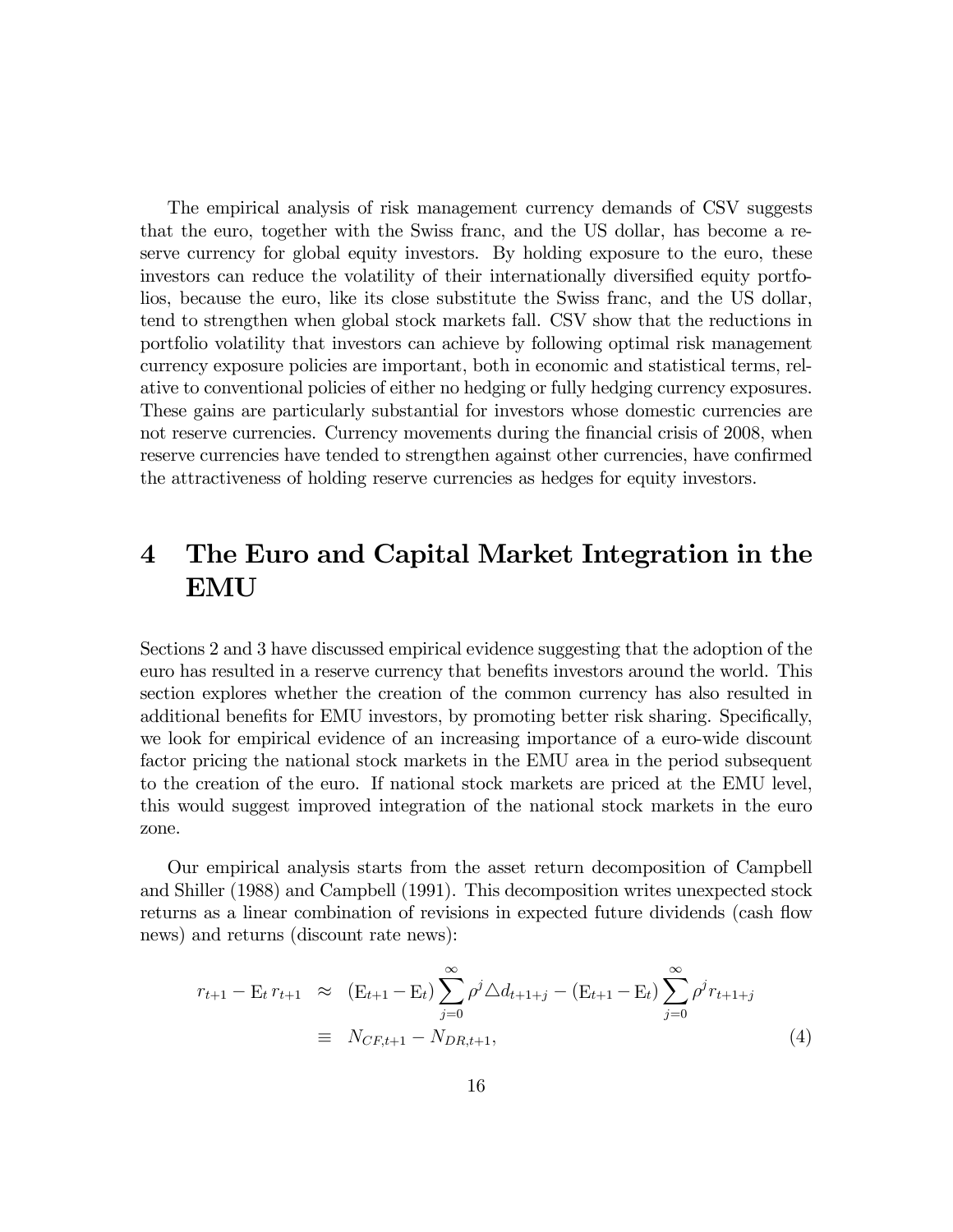The empirical analysis of risk management currency demands of CSV suggests that the euro, together with the Swiss franc, and the US dollar, has become a reserve currency for global equity investors. By holding exposure to the euro, these investors can reduce the volatility of their internationally diversified equity portfolios, because the euro, like its close substitute the Swiss franc, and the US dollar, tend to strengthen when global stock markets fall. CSV show that the reductions in portfolio volatility that investors can achieve by following optimal risk management currency exposure policies are important, both in economic and statistical terms, relative to conventional policies of either no hedging or fully hedging currency exposures. These gains are particularly substantial for investors whose domestic currencies are not reserve currencies. Currency movements during the financial crisis of 2008, when reserve currencies have tended to strengthen against other currencies, have confirmed the attractiveness of holding reserve currencies as hedges for equity investors.

# 4 The Euro and Capital Market Integration in the EMU

Sections 2 and 3 have discussed empirical evidence suggesting that the adoption of the euro has resulted in a reserve currency that benefits investors around the world. This section explores whether the creation of the common currency has also resulted in additional benefits for EMU investors, by promoting better risk sharing. Specifically, we look for empirical evidence of an increasing importance of a euro-wide discount factor pricing the national stock markets in the EMU area in the period subsequent to the creation of the euro. If national stock markets are priced at the EMU level, this would suggest improved integration of the national stock markets in the euro zone.

Our empirical analysis starts from the asset return decomposition of Campbell and Shiller (1988) and Campbell (1991). This decomposition writes unexpected stock returns as a linear combination of revisions in expected future dividends (cash flow news) and returns (discount rate news):

$$
\begin{aligned}
r_{t+1} - \mathrm{E}_t\, r_{t+1} &\approx (\mathrm{E}_{t+1} - \mathrm{E}_t) \sum_{j=0}^{\infty} \rho^j \triangle d_{t+1+j} - (\mathrm{E}_{t+1} - \mathrm{E}_t) \sum_{j=0}^{\infty} \rho^j r_{t+1+j} \\
&\equiv N_{CF,t+1} - N_{DR,t+1},
\end{aligned} \tag{4}
$$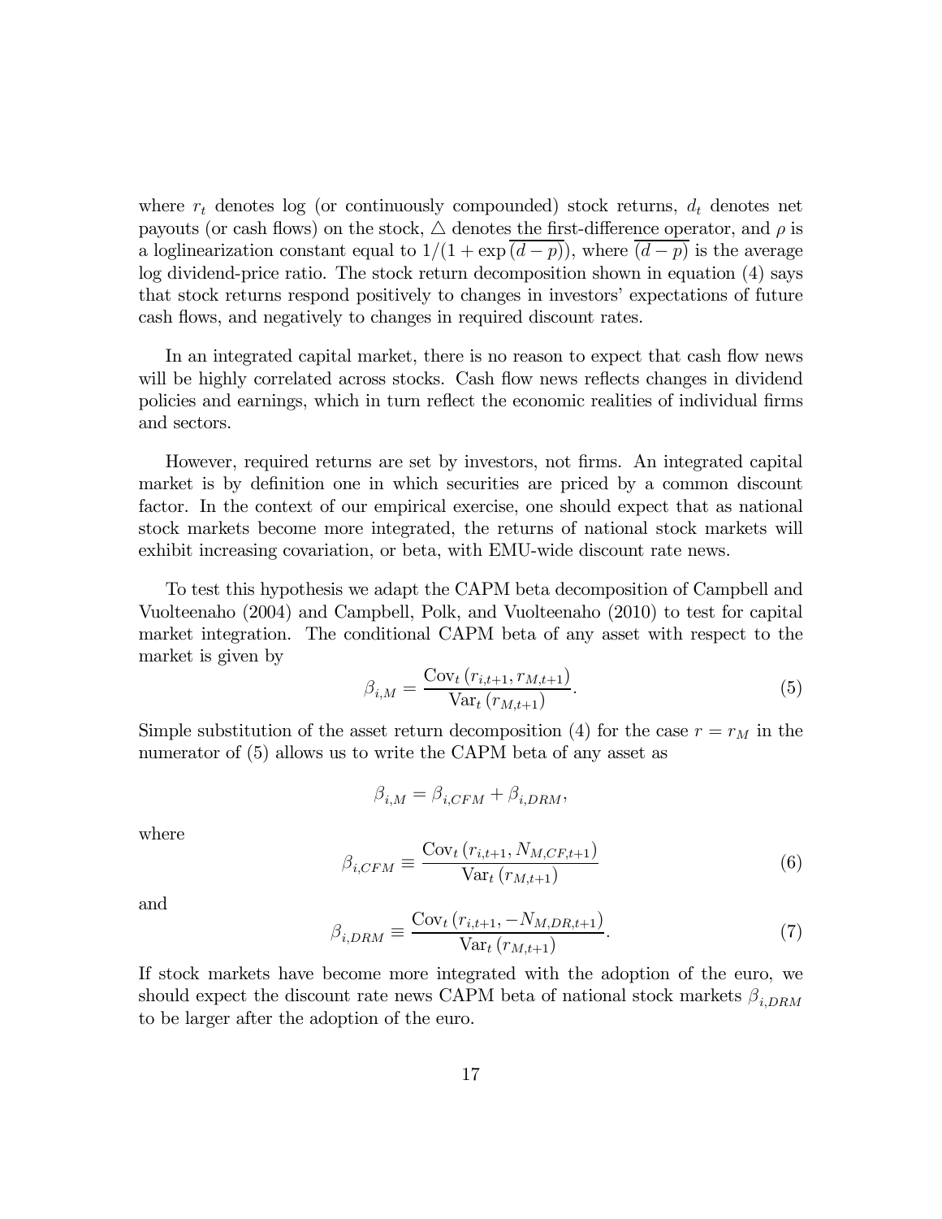where $r_t$ denotes log (or continuously compounded) stock returns, $d_t$ denotes net payouts (or cash flows) on the stock, $\triangle$ denotes the first-difference operator, and $\rho$ is a loglinearization constant equal to $1/(1+\exp\overline{(d-p)})$, where $\overline{(d-p)}$ is the average log dividend-price ratio. The stock return decomposition shown in equation (4) says that stock returns respond positively to changes in investors' expectations of future cash flows, and negatively to changes in required discount rates.

In an integrated capital market, there is no reason to expect that cash flow news will be highly correlated across stocks. Cash flow news reflects changes in dividend policies and earnings, which in turn reflect the economic realities of individual firms and sectors.

However, required returns are set by investors, not firms. An integrated capital market is by definition one in which securities are priced by a common discount factor. In the context of our empirical exercise, one should expect that as national stock markets become more integrated, the returns of national stock markets will exhibit increasing covariation, or beta, with EMU-wide discount rate news.

To test this hypothesis we adapt the CAPM beta decomposition of Campbell and Vuolteenaho (2004) and Campbell, Polk, and Vuolteenaho (2010) to test for capital market integration. The conditional CAPM beta of any asset with respect to the market is given by

$$\beta_{i,M} = \frac{\text{Cov}_t\left(r_{i,t+1}, r_{M,t+1}\right)}{\text{Var}_t\left(r_{M,t+1}\right)}. \tag{5}$$

Simple substitution of the asset return decomposition (4) for the case $r = r_M$ in the numerator of (5) allows us to write the CAPM beta of any asset as

$$\beta_{i,M} = \beta_{i,CFM} + \beta_{i,DRM},$$

where

$$\beta_{i,CFM} \equiv \frac{\text{Cov}_t\left(r_{i,t+1}, N_{M,CF,t+1}\right)}{\text{Var}_t\left(r_{M,t+1}\right)} \tag{6}$$

and

$$\beta_{i,DRM} \equiv \frac{\text{Cov}_t\left(r_{i,t+1}, -N_{M,DR,t+1}\right)}{\text{Var}_t\left(r_{M,t+1}\right)}. \tag{7}$$

If stock markets have become more integrated with the adoption of the euro, we should expect the discount rate news CAPM beta of national stock markets $\beta_{i,DRM}$ to be larger after the adoption of the euro.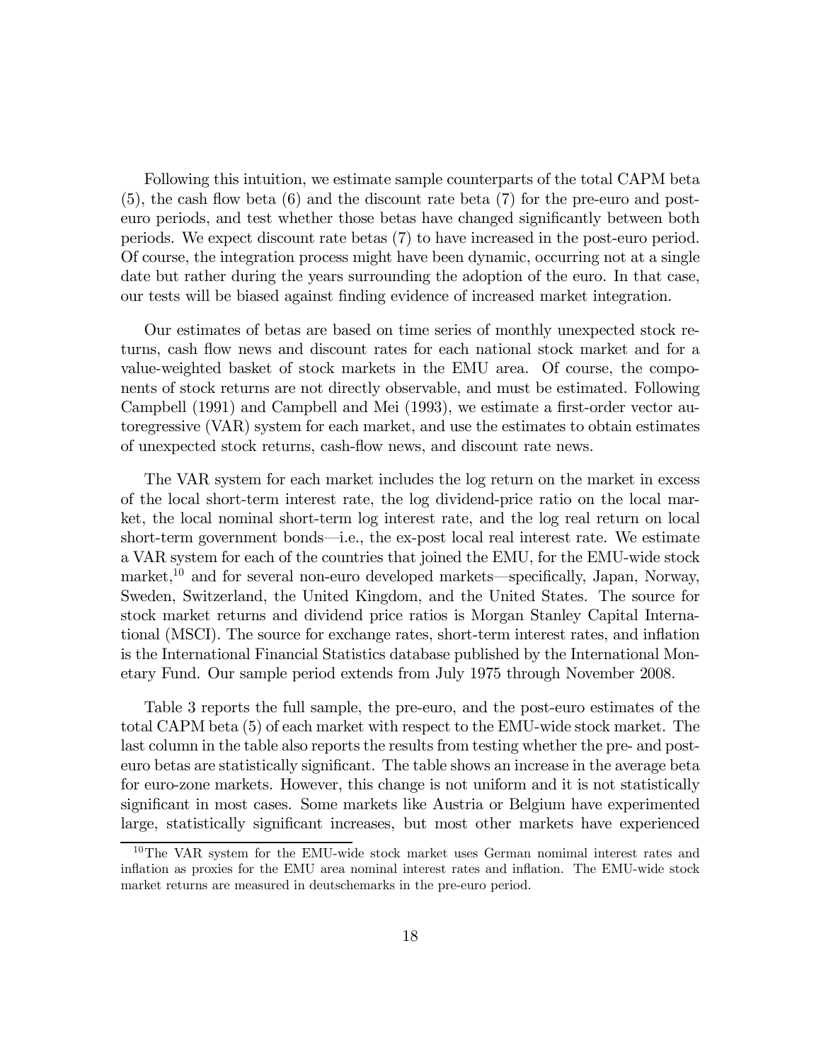Following this intuition, we estimate sample counterparts of the total CAPM beta (5), the cash flow beta (6) and the discount rate beta (7) for the pre-euro and post-euro periods, and test whether those betas have changed significantly between both periods. We expect discount rate betas (7) to have increased in the post-euro period. Of course, the integration process might have been dynamic, occurring not at a single date but rather during the years surrounding the adoption of the euro. In that case, our tests will be biased against finding evidence of increased market integration.

Our estimates of betas are based on time series of monthly unexpected stock returns, cash flow news and discount rates for each national stock market and for a value-weighted basket of stock markets in the EMU area. Of course, the components of stock returns are not directly observable, and must be estimated. Following Campbell (1991) and Campbell and Mei (1993), we estimate a first-order vector autoregressive (VAR) system for each market, and use the estimates to obtain estimates of unexpected stock returns, cash-flow news, and discount rate news.

The VAR system for each market includes the log return on the market in excess of the local short-term interest rate, the log dividend-price ratio on the local market, the local nominal short-term log interest rate, and the log real return on local short-term government bonds—i.e., the ex-post local real interest rate. We estimate a VAR system for each of the countries that joined the EMU, for the EMU-wide stock market,[10] and for several non-euro developed markets—specifically, Japan, Norway, Sweden, Switzerland, the United Kingdom, and the United States. The source for stock market returns and dividend price ratios is Morgan Stanley Capital International (MSCI). The source for exchange rates, short-term interest rates, and inflation is the International Financial Statistics database published by the International Monetary Fund. Our sample period extends from July 1975 through November 2008.

Table 3 reports the full sample, the pre-euro, and the post-euro estimates of the total CAPM beta (5) of each market with respect to the EMU-wide stock market. The last column in the table also reports the results from testing whether the pre- and post-euro betas are statistically significant. The table shows an increase in the average beta for euro-zone markets. However, this change is not uniform and it is not statistically significant in most cases. Some markets like Austria or Belgium have experimented large, statistically significant increases, but most other markets have experienced

[10] The VAR system for the EMU-wide stock market uses German nomimal interest rates and inflation as proxies for the EMU area nominal interest rates and inflation. The EMU-wide stock market returns are measured in deutschemarks in the pre-euro period.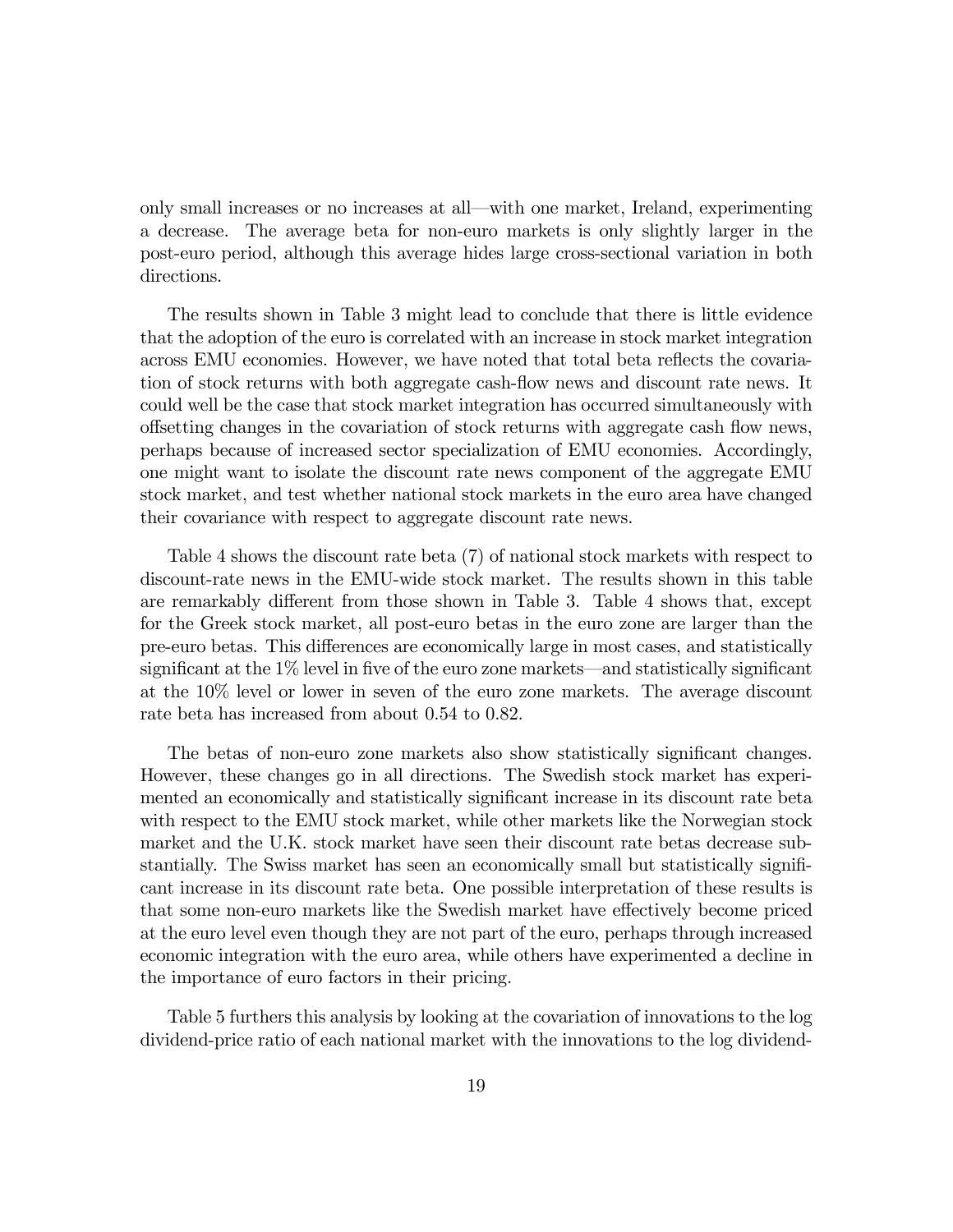only small increases or no increases at all—with one market, Ireland, experimenting a decrease. The average beta for non-euro markets is only slightly larger in the post-euro period, although this average hides large cross-sectional variation in both directions.

The results shown in Table 3 might lead to conclude that there is little evidence that the adoption of the euro is correlated with an increase in stock market integration across EMU economies. However, we have noted that total beta reflects the covariation of stock returns with both aggregate cash-flow news and discount rate news. It could well be the case that stock market integration has occurred simultaneously with offsetting changes in the covariation of stock returns with aggregate cash flow news, perhaps because of increased sector specialization of EMU economies. Accordingly, one might want to isolate the discount rate news component of the aggregate EMU stock market, and test whether national stock markets in the euro area have changed their covariance with respect to aggregate discount rate news.

Table 4 shows the discount rate beta (7) of national stock markets with respect to discount-rate news in the EMU-wide stock market. The results shown in this table are remarkably different from those shown in Table 3. Table 4 shows that, except for the Greek stock market, all post-euro betas in the euro zone are larger than the pre-euro betas. This differences are economically large in most cases, and statistically significant at the 1% level in five of the euro zone markets—and statistically significant at the 10% level or lower in seven of the euro zone markets. The average discount rate beta has increased from about 0.54 to 0.82.

The betas of non-euro zone markets also show statistically significant changes. However, these changes go in all directions. The Swedish stock market has experimented an economically and statistically significant increase in its discount rate beta with respect to the EMU stock market, while other markets like the Norwegian stock market and the U.K. stock market have seen their discount rate betas decrease substantially. The Swiss market has seen an economically small but statistically significant increase in its discount rate beta. One possible interpretation of these results is that some non-euro markets like the Swedish market have effectively become priced at the euro level even though they are not part of the euro, perhaps through increased economic integration with the euro area, while others have experimented a decline in the importance of euro factors in their pricing.

Table 5 furthers this analysis by looking at the covariation of innovations to the log dividend-price ratio of each national market with the innovations to the log dividend-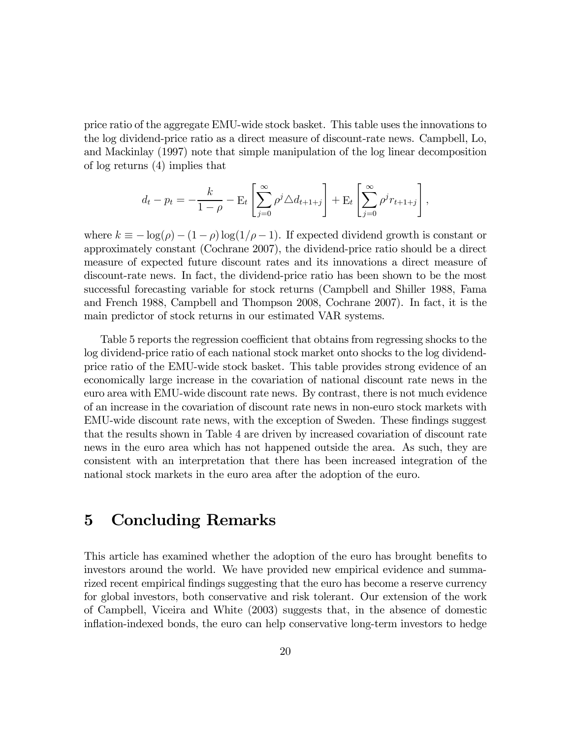price ratio of the aggregate EMU-wide stock basket. This table uses the innovations to the log dividend-price ratio as a direct measure of discount-rate news. Campbell, Lo, and Mackinlay (1997) note that simple manipulation of the log linear decomposition of log returns (4) implies that

$$d_t - p_t = -\frac{k}{1-\rho} - \mathrm{E}_t\left[\sum_{j=0}^{\infty} \rho^j \triangle d_{t+1+j}\right] + \mathrm{E}_t\left[\sum_{j=0}^{\infty} \rho^j r_{t+1+j}\right],$$

where $k \equiv -\log(\rho) - (1-\rho)\log(1/\rho - 1)$. If expected dividend growth is constant or approximately constant (Cochrane 2007), the dividend-price ratio should be a direct measure of expected future discount rates and its innovations a direct measure of discount-rate news. In fact, the dividend-price ratio has been shown to be the most successful forecasting variable for stock returns (Campbell and Shiller 1988, Fama and French 1988, Campbell and Thompson 2008, Cochrane 2007). In fact, it is the main predictor of stock returns in our estimated VAR systems.

Table 5 reports the regression coefficient that obtains from regressing shocks to the log dividend-price ratio of each national stock market onto shocks to the log dividend-price ratio of the EMU-wide stock basket. This table provides strong evidence of an economically large increase in the covariation of national discount rate news in the euro area with EMU-wide discount rate news. By contrast, there is not much evidence of an increase in the covariation of discount rate news in non-euro stock markets with EMU-wide discount rate news, with the exception of Sweden. These findings suggest that the results shown in Table 4 are driven by increased covariation of discount rate news in the euro area which has not happened outside the area. As such, they are consistent with an interpretation that there has been increased integration of the national stock markets in the euro area after the adoption of the euro.

# 5 Concluding Remarks

This article has examined whether the adoption of the euro has brought benefits to investors around the world. We have provided new empirical evidence and summarized recent empirical findings suggesting that the euro has become a reserve currency for global investors, both conservative and risk tolerant. Our extension of the work of Campbell, Viceira and White (2003) suggests that, in the absence of domestic inflation-indexed bonds, the euro can help conservative long-term investors to hedge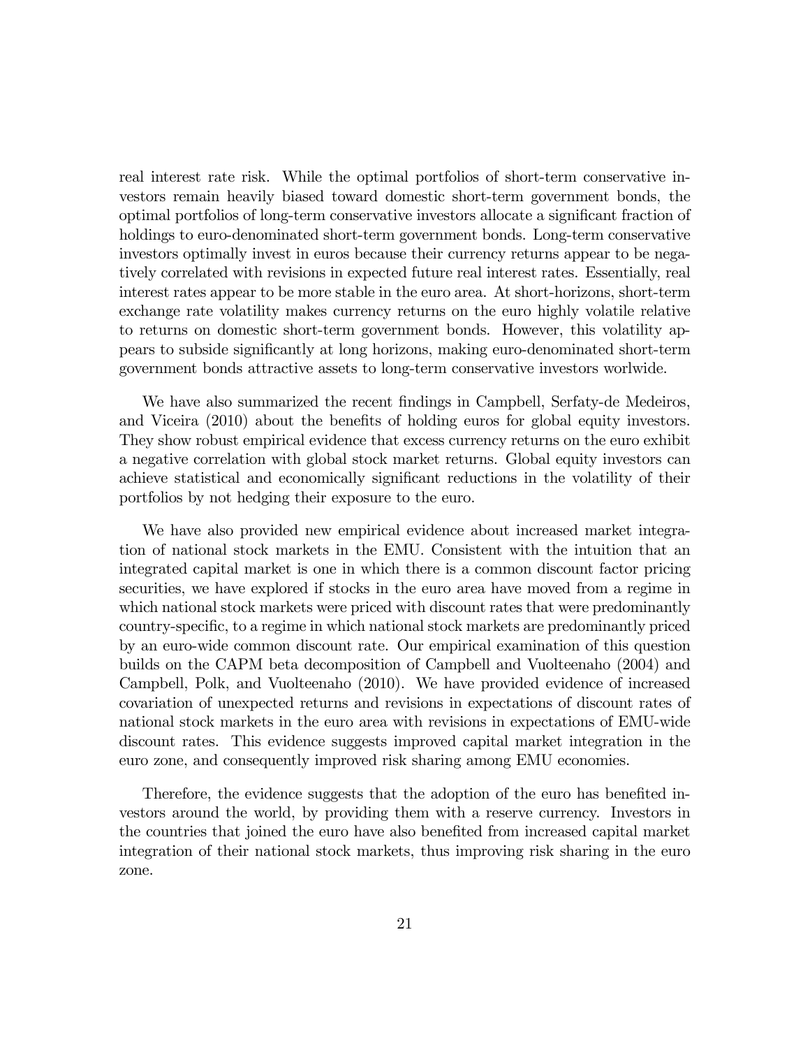real interest rate risk. While the optimal portfolios of short-term conservative investors remain heavily biased toward domestic short-term government bonds, the optimal portfolios of long-term conservative investors allocate a significant fraction of holdings to euro-denominated short-term government bonds. Long-term conservative investors optimally invest in euros because their currency returns appear to be negatively correlated with revisions in expected future real interest rates. Essentially, real interest rates appear to be more stable in the euro area. At short-horizons, short-term exchange rate volatility makes currency returns on the euro highly volatile relative to returns on domestic short-term government bonds. However, this volatility appears to subside significantly at long horizons, making euro-denominated short-term government bonds attractive assets to long-term conservative investors worlwide.

We have also summarized the recent findings in Campbell, Serfaty-de Medeiros, and Viceira (2010) about the benefits of holding euros for global equity investors. They show robust empirical evidence that excess currency returns on the euro exhibit a negative correlation with global stock market returns. Global equity investors can achieve statistical and economically significant reductions in the volatility of their portfolios by not hedging their exposure to the euro.

We have also provided new empirical evidence about increased market integration of national stock markets in the EMU. Consistent with the intuition that an integrated capital market is one in which there is a common discount factor pricing securities, we have explored if stocks in the euro area have moved from a regime in which national stock markets were priced with discount rates that were predominantly country-specific, to a regime in which national stock markets are predominantly priced by an euro-wide common discount rate. Our empirical examination of this question builds on the CAPM beta decomposition of Campbell and Vuolteenaho (2004) and Campbell, Polk, and Vuolteenaho (2010). We have provided evidence of increased covariation of unexpected returns and revisions in expectations of discount rates of national stock markets in the euro area with revisions in expectations of EMU-wide discount rates. This evidence suggests improved capital market integration in the euro zone, and consequently improved risk sharing among EMU economies.

Therefore, the evidence suggests that the adoption of the euro has benefited investors around the world, by providing them with a reserve currency. Investors in the countries that joined the euro have also benefited from increased capital market integration of their national stock markets, thus improving risk sharing in the euro zone.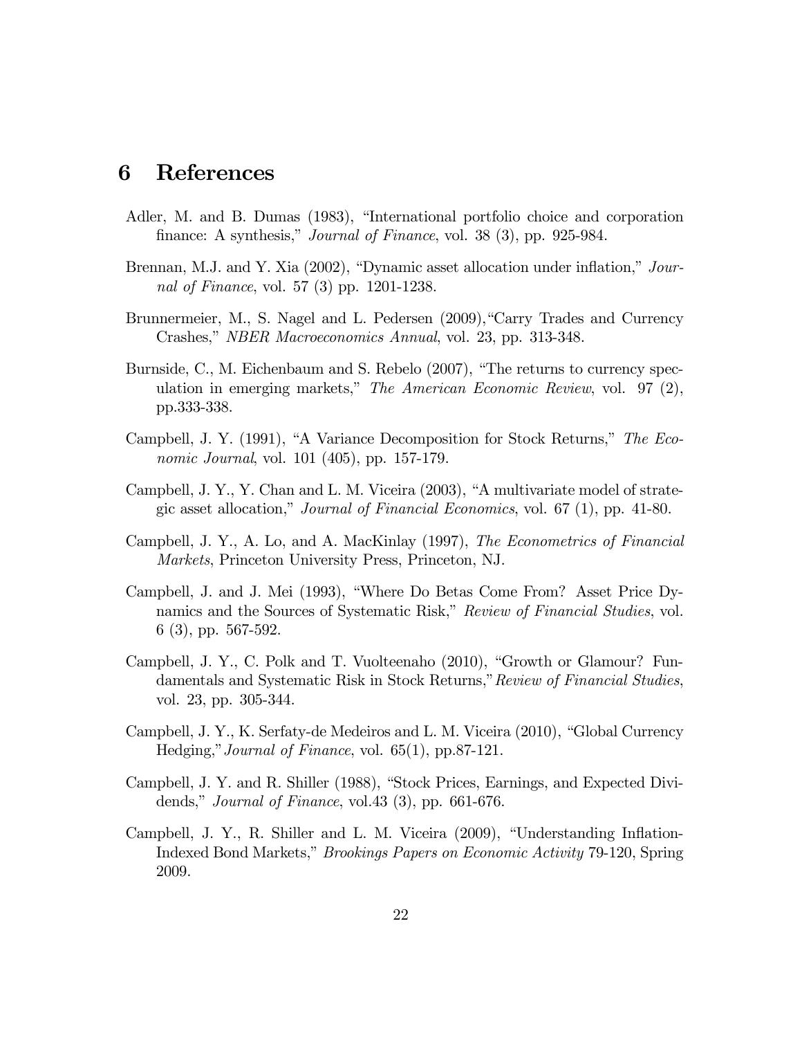# 6 References

Adler, M. and B. Dumas (1983), "International portfolio choice and corporation finance: A synthesis," *Journal of Finance*, vol. 38 (3), pp. 925-984.

Brennan, M.J. and Y. Xia (2002), "Dynamic asset allocation under inflation," *Journal of Finance*, vol. 57 (3) pp. 1201-1238.

Brunnermeier, M., S. Nagel and L. Pedersen (2009),"Carry Trades and Currency Crashes," *NBER Macroeconomics Annual*, vol. 23, pp. 313-348.

Burnside, C., M. Eichenbaum and S. Rebelo (2007), "The returns to currency speculation in emerging markets," *The American Economic Review*, vol. 97 (2), pp.333-338.

Campbell, J. Y. (1991), "A Variance Decomposition for Stock Returns," *The Economic Journal*, vol. 101 (405), pp. 157-179.

Campbell, J. Y., Y. Chan and L. M. Viceira (2003), "A multivariate model of strategic asset allocation," *Journal of Financial Economics*, vol. 67 (1), pp. 41-80.

Campbell, J. Y., A. Lo, and A. MacKinlay (1997), *The Econometrics of Financial Markets*, Princeton University Press, Princeton, NJ.

Campbell, J. and J. Mei (1993), "Where Do Betas Come From? Asset Price Dynamics and the Sources of Systematic Risk," *Review of Financial Studies*, vol. 6 (3), pp. 567-592.

Campbell, J. Y., C. Polk and T. Vuolteenaho (2010), "Growth or Glamour? Fundamentals and Systematic Risk in Stock Returns,"*Review of Financial Studies*, vol. 23, pp. 305-344.

Campbell, J. Y., K. Serfaty-de Medeiros and L. M. Viceira (2010), "Global Currency Hedging,"*Journal of Finance*, vol. 65(1), pp.87-121.

Campbell, J. Y. and R. Shiller (1988), "Stock Prices, Earnings, and Expected Dividends," *Journal of Finance*, vol.43 (3), pp. 661-676.

Campbell, J. Y., R. Shiller and L. M. Viceira (2009), "Understanding Inflation-Indexed Bond Markets," *Brookings Papers on Economic Activity* 79-120, Spring 2009.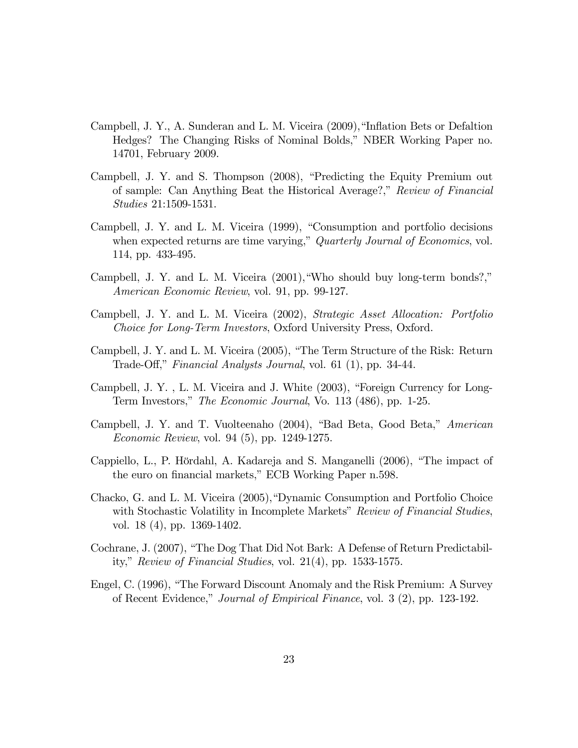Campbell, J. Y., A. Sunderan and L. M. Viceira (2009),"Inflation Bets or Defaltion Hedges? The Changing Risks of Nominal Bolds," NBER Working Paper no. 14701, February 2009.

Campbell, J. Y. and S. Thompson (2008), "Predicting the Equity Premium out of sample: Can Anything Beat the Historical Average?," *Review of Financial Studies* 21:1509-1531.

Campbell, J. Y. and L. M. Viceira (1999), "Consumption and portfolio decisions when expected returns are time varying," *Quarterly Journal of Economics*, vol. 114, pp. 433-495.

Campbell, J. Y. and L. M. Viceira (2001),"Who should buy long-term bonds?," *American Economic Review*, vol. 91, pp. 99-127.

Campbell, J. Y. and L. M. Viceira (2002), *Strategic Asset Allocation: Portfolio Choice for Long-Term Investors*, Oxford University Press, Oxford.

Campbell, J. Y. and L. M. Viceira (2005), "The Term Structure of the Risk: Return Trade-Off," *Financial Analysts Journal*, vol. 61 (1), pp. 34-44.

Campbell, J. Y. , L. M. Viceira and J. White (2003), "Foreign Currency for Long-Term Investors," *The Economic Journal*, Vo. 113 (486), pp. 1-25.

Campbell, J. Y. and T. Vuolteenaho (2004), "Bad Beta, Good Beta," *American Economic Review*, vol. 94 (5), pp. 1249-1275.

Cappiello, L., P. Hördahl, A. Kadareja and S. Manganelli (2006), "The impact of the euro on financial markets," ECB Working Paper n.598.

Chacko, G. and L. M. Viceira (2005),"Dynamic Consumption and Portfolio Choice with Stochastic Volatility in Incomplete Markets" *Review of Financial Studies*, vol. 18 (4), pp. 1369-1402.

Cochrane, J. (2007), "The Dog That Did Not Bark: A Defense of Return Predictability," *Review of Financial Studies*, vol. 21(4), pp. 1533-1575.

Engel, C. (1996), "The Forward Discount Anomaly and the Risk Premium: A Survey of Recent Evidence," *Journal of Empirical Finance*, vol. 3 (2), pp. 123-192.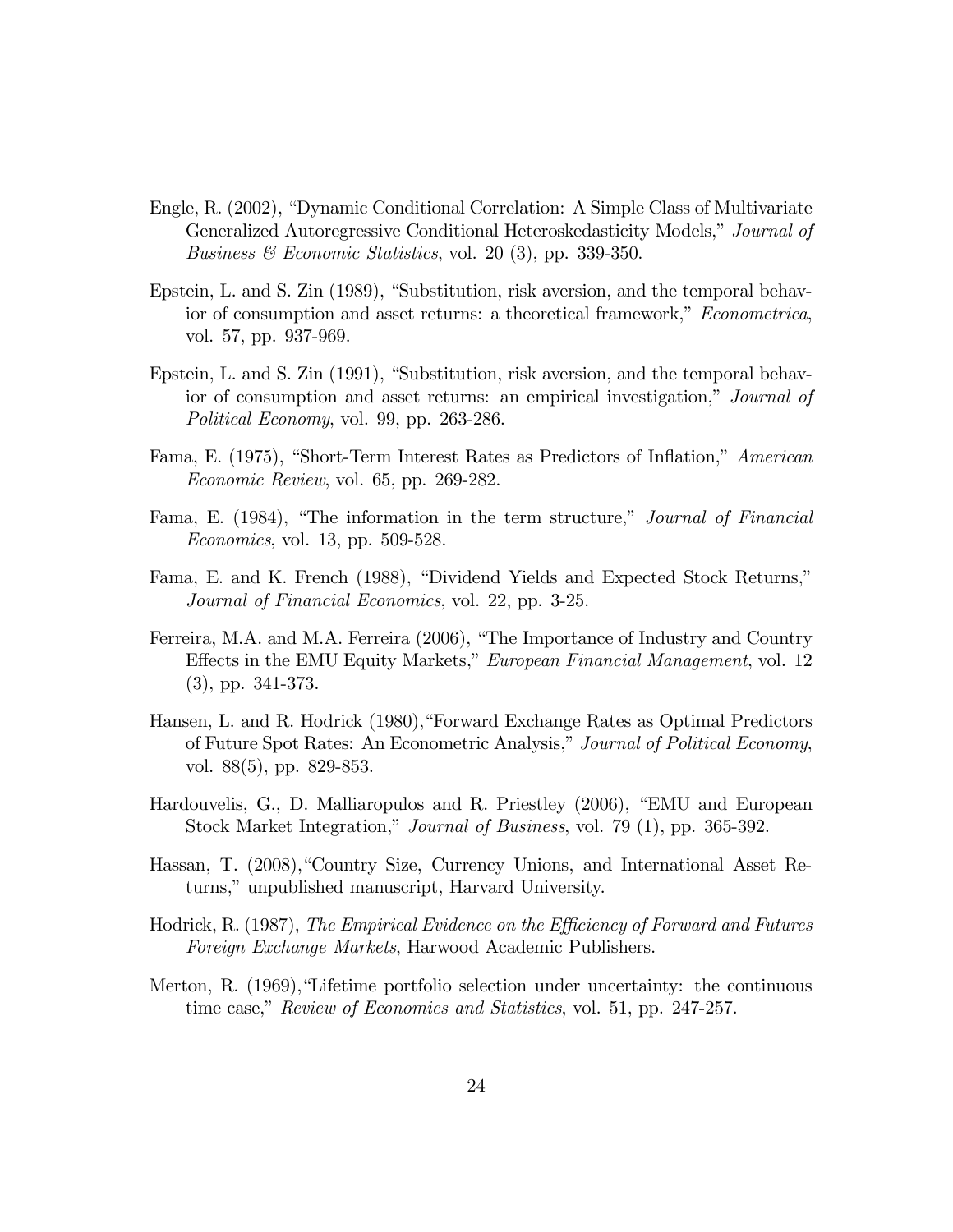Engle, R. (2002), "Dynamic Conditional Correlation: A Simple Class of Multivariate Generalized Autoregressive Conditional Heteroskedasticity Models," *Journal of Business & Economic Statistics*, vol. 20 (3), pp. 339-350.

Epstein, L. and S. Zin (1989), "Substitution, risk aversion, and the temporal behavior of consumption and asset returns: a theoretical framework," *Econometrica*, vol. 57, pp. 937-969.

Epstein, L. and S. Zin (1991), "Substitution, risk aversion, and the temporal behavior of consumption and asset returns: an empirical investigation," *Journal of Political Economy*, vol. 99, pp. 263-286.

Fama, E. (1975), "Short-Term Interest Rates as Predictors of Inflation," *American Economic Review*, vol. 65, pp. 269-282.

Fama, E. (1984), "The information in the term structure," *Journal of Financial Economics*, vol. 13, pp. 509-528.

Fama, E. and K. French (1988), "Dividend Yields and Expected Stock Returns," *Journal of Financial Economics*, vol. 22, pp. 3-25.

Ferreira, M.A. and M.A. Ferreira (2006), "The Importance of Industry and Country Effects in the EMU Equity Markets," *European Financial Management*, vol. 12 (3), pp. 341-373.

Hansen, L. and R. Hodrick (1980), "Forward Exchange Rates as Optimal Predictors of Future Spot Rates: An Econometric Analysis," *Journal of Political Economy*, vol. 88(5), pp. 829-853.

Hardouvelis, G., D. Malliaropulos and R. Priestley (2006), "EMU and European Stock Market Integration," *Journal of Business*, vol. 79 (1), pp. 365-392.

Hassan, T. (2008), "Country Size, Currency Unions, and International Asset Returns," unpublished manuscript, Harvard University.

Hodrick, R. (1987), *The Empirical Evidence on the Efficiency of Forward and Futures Foreign Exchange Markets*, Harwood Academic Publishers.

Merton, R. (1969), "Lifetime portfolio selection under uncertainty: the continuous time case," *Review of Economics and Statistics*, vol. 51, pp. 247-257.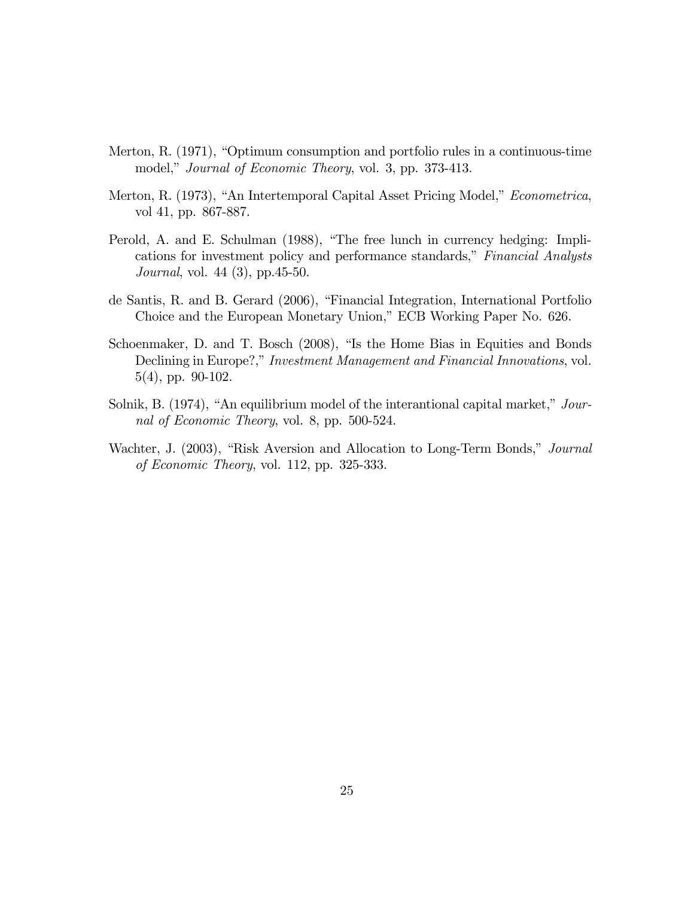Merton, R. (1971), "Optimum consumption and portfolio rules in a continuous-time model," *Journal of Economic Theory*, vol. 3, pp. 373-413.

Merton, R. (1973), "An Intertemporal Capital Asset Pricing Model," *Econometrica*, vol 41, pp. 867-887.

Perold, A. and E. Schulman (1988), "The free lunch in currency hedging: Implications for investment policy and performance standards," *Financial Analysts Journal*, vol. 44 (3), pp.45-50.

de Santis, R. and B. Gerard (2006), "Financial Integration, International Portfolio Choice and the European Monetary Union," ECB Working Paper No. 626.

Schoenmaker, D. and T. Bosch (2008), "Is the Home Bias in Equities and Bonds Declining in Europe?," *Investment Management and Financial Innovations*, vol. 5(4), pp. 90-102.

Solnik, B. (1974), "An equilibrium model of the interantional capital market," *Journal of Economic Theory*, vol. 8, pp. 500-524.

Wachter, J. (2003), "Risk Aversion and Allocation to Long-Term Bonds," *Journal of Economic Theory*, vol. 112, pp. 325-333.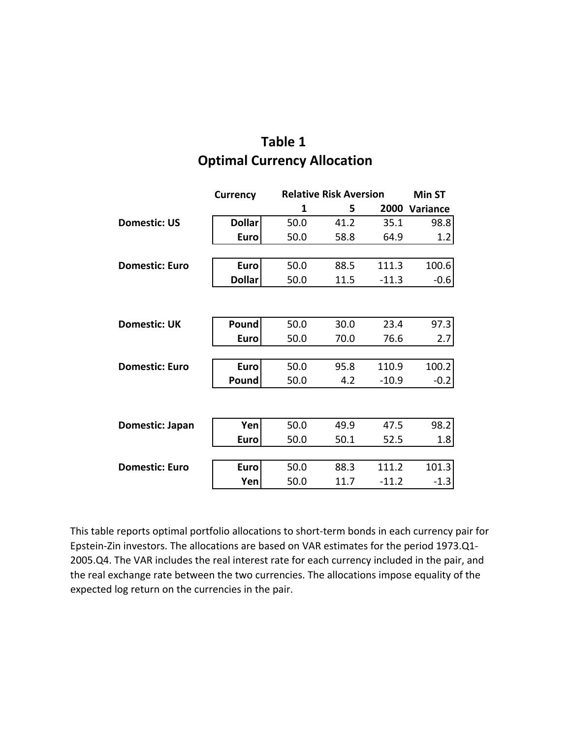# Table 1
# Optimal Currency Allocation

| | Currency | Relative Risk Aversion | | | Min ST |
|---|---|---|---|---|---|
| | | 1 | 5 | 2000 | Variance |
| **Domestic: US** | **Dollar** | 50.0 | 41.2 | 35.1 | 98.8 |
| | **Euro** | 50.0 | 58.8 | 64.9 | 1.2 |
| **Domestic: Euro** | **Euro** | 50.0 | 88.5 | 111.3 | 100.6 |
| | **Dollar** | 50.0 | 11.5 | -11.3 | -0.6 |
| **Domestic: UK** | **Pound** | 50.0 | 30.0 | 23.4 | 97.3 |
| | **Euro** | 50.0 | 70.0 | 76.6 | 2.7 |
| **Domestic: Euro** | **Euro** | 50.0 | 95.8 | 110.9 | 100.2 |
| | **Pound** | 50.0 | 4.2 | -10.9 | -0.2 |
| **Domestic: Japan** | **Yen** | 50.0 | 49.9 | 47.5 | 98.2 |
| | **Euro** | 50.0 | 50.1 | 52.5 | 1.8 |
| **Domestic: Euro** | **Euro** | 50.0 | 88.3 | 111.2 | 101.3 |
| | **Yen** | 50.0 | 11.7 | -11.2 | -1.3 |

This table reports optimal portfolio allocations to short-term bonds in each currency pair for Epstein-Zin investors. The allocations are based on VAR estimates for the period 1973.Q1-2005.Q4. The VAR includes the real interest rate for each currency included in the pair, and the real exchange rate between the two currencies. The allocations impose equality of the expected log return on the currencies in the pair.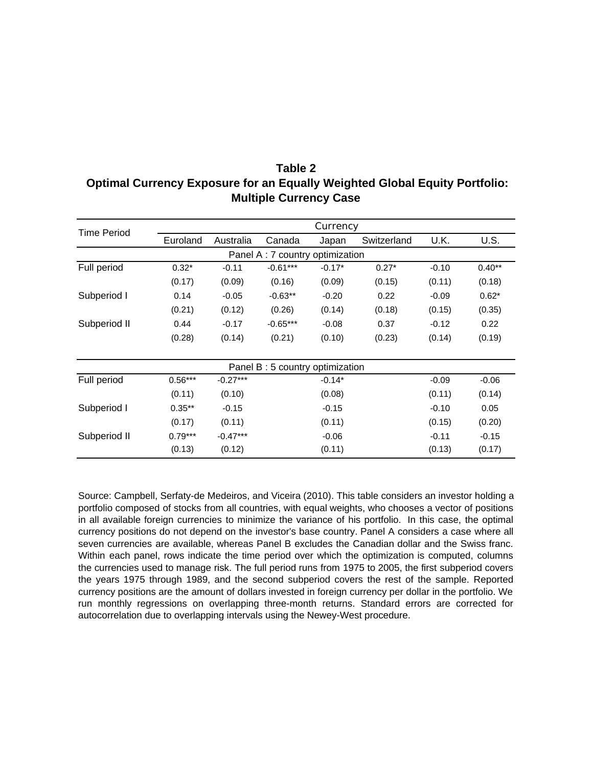**Table 2**
**Optimal Currency Exposure for an Equally Weighted Global Equity Portfolio: Multiple Currency Case**

| Time Period | Currency | | | | | | |
|---|---|---|---|---|---|---|---|
| | Euroland | Australia | Canada | Japan | Switzerland | U.K. | U.S. |
| **Panel A : 7 country optimization** | | | | | | | |
| Full period | 0.32* | -0.11 | -0.61*** | -0.17* | 0.27* | -0.10 | 0.40** |
| | (0.17) | (0.09) | (0.16) | (0.09) | (0.15) | (0.11) | (0.18) |
| Subperiod I | 0.14 | -0.05 | -0.63** | -0.20 | 0.22 | -0.09 | 0.62* |
| | (0.21) | (0.12) | (0.26) | (0.14) | (0.18) | (0.15) | (0.35) |
| Subperiod II | 0.44 | -0.17 | -0.65*** | -0.08 | 0.37 | -0.12 | 0.22 |
| | (0.28) | (0.14) | (0.21) | (0.10) | (0.23) | (0.14) | (0.19) |
| **Panel B : 5 country optimization** | | | | | | | |
| Full period | 0.56*** | -0.27*** | | -0.14* | | -0.09 | -0.06 |
| | (0.11) | (0.10) | | (0.08) | | (0.11) | (0.14) |
| Subperiod I | 0.35** | -0.15 | | -0.15 | | -0.10 | 0.05 |
| | (0.17) | (0.11) | | (0.11) | | (0.15) | (0.20) |
| Subperiod II | 0.79*** | -0.47*** | | -0.06 | | -0.11 | -0.15 |
| | (0.13) | (0.12) | | (0.11) | | (0.13) | (0.17) |

Source: Campbell, Serfaty-de Medeiros, and Viceira (2010). This table considers an investor holding a portfolio composed of stocks from all countries, with equal weights, who chooses a vector of positions in all available foreign currencies to minimize the variance of his portfolio. In this case, the optimal currency positions do not depend on the investor's base country. Panel A considers a case where all seven currencies are available, whereas Panel B excludes the Canadian dollar and the Swiss franc. Within each panel, rows indicate the time period over which the optimization is computed, columns the currencies used to manage risk. The full period runs from 1975 to 2005, the first subperiod covers the years 1975 through 1989, and the second subperiod covers the rest of the sample. Reported currency positions are the amount of dollars invested in foreign currency per dollar in the portfolio. We run monthly regressions on overlapping three-month returns. Standard errors are corrected for autocorrelation due to overlapping intervals using the Newey-West procedure.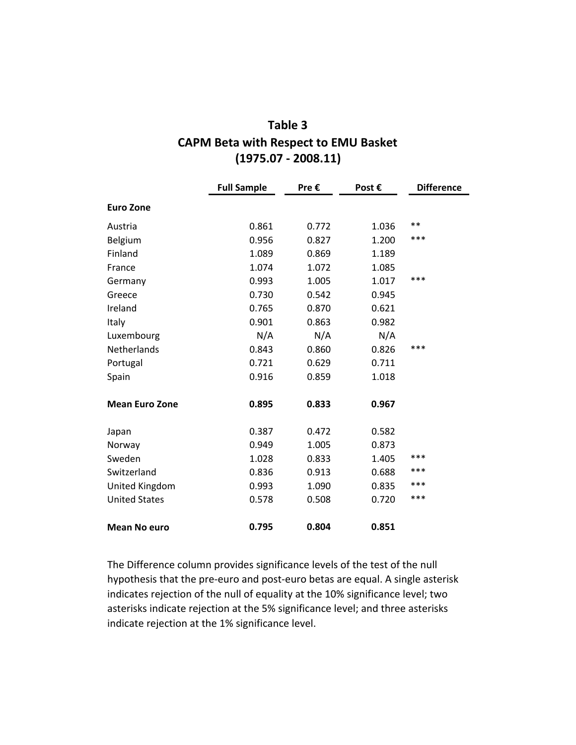# Table 3

## CAPM Beta with Respect to EMU Basket

### (1975.07 - 2008.11)

| | Full Sample | Pre € | Post € | Difference |
|---|---|---|---|---|
| **Euro Zone** | | | | |
| Austria | 0.861 | 0.772 | 1.036 | ** |
| Belgium | 0.956 | 0.827 | 1.200 | *** |
| Finland | 1.089 | 0.869 | 1.189 | |
| France | 1.074 | 1.072 | 1.085 | |
| Germany | 0.993 | 1.005 | 1.017 | *** |
| Greece | 0.730 | 0.542 | 0.945 | |
| Ireland | 0.765 | 0.870 | 0.621 | |
| Italy | 0.901 | 0.863 | 0.982 | |
| Luxembourg | N/A | N/A | N/A | |
| Netherlands | 0.843 | 0.860 | 0.826 | *** |
| Portugal | 0.721 | 0.629 | 0.711 | |
| Spain | 0.916 | 0.859 | 1.018 | |
| **Mean Euro Zone** | **0.895** | **0.833** | **0.967** | |
| Japan | 0.387 | 0.472 | 0.582 | |
| Norway | 0.949 | 1.005 | 0.873 | |
| Sweden | 1.028 | 0.833 | 1.405 | *** |
| Switzerland | 0.836 | 0.913 | 0.688 | *** |
| United Kingdom | 0.993 | 1.090 | 0.835 | *** |
| United States | 0.578 | 0.508 | 0.720 | *** |
| **Mean No euro** | **0.795** | **0.804** | **0.851** | |

The Difference column provides significance levels of the test of the null hypothesis that the pre-euro and post-euro betas are equal. A single asterisk indicates rejection of the null of equality at the 10% significance level; two asterisks indicate rejection at the 5% significance level; and three asterisks indicate rejection at the 1% significance level.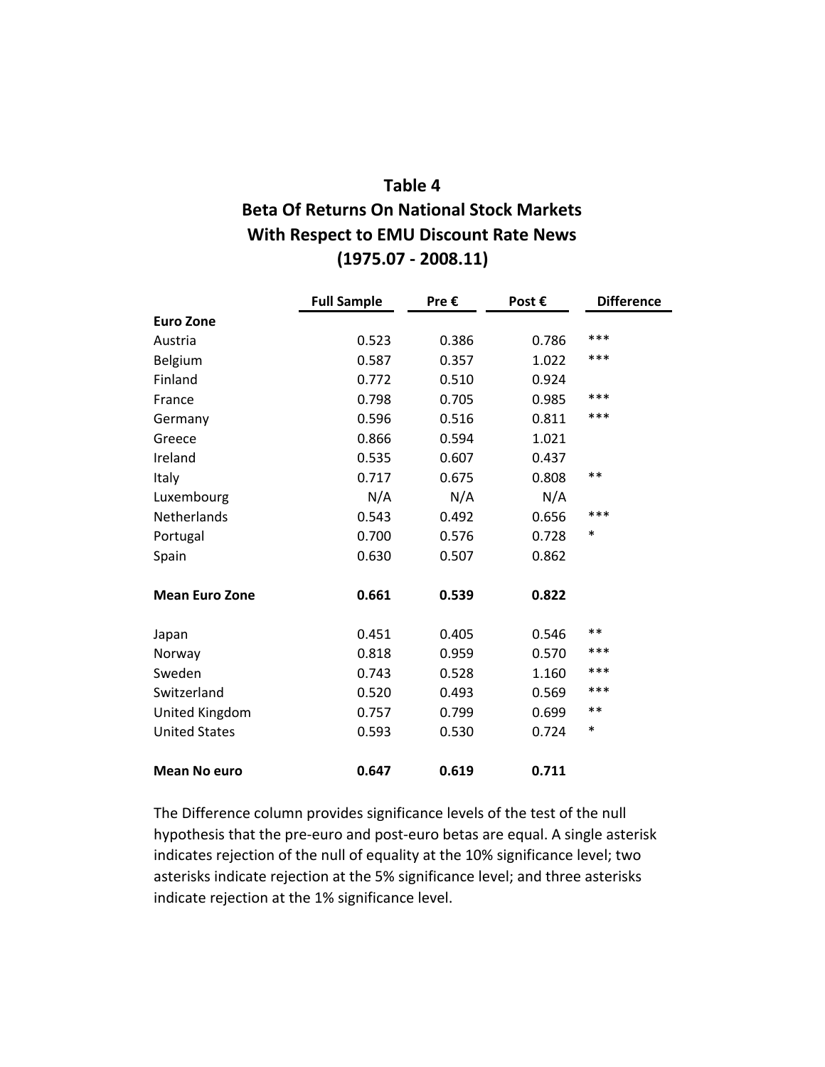# Table 4
## Beta Of Returns On National Stock Markets With Respect to EMU Discount Rate News (1975.07 - 2008.11)

| | Full Sample | Pre € | Post € | Difference |
|---|---|---|---|---|
| **Euro Zone** | | | | |
| Austria | 0.523 | 0.386 | 0.786 | *** |
| Belgium | 0.587 | 0.357 | 1.022 | *** |
| Finland | 0.772 | 0.510 | 0.924 | |
| France | 0.798 | 0.705 | 0.985 | *** |
| Germany | 0.596 | 0.516 | 0.811 | *** |
| Greece | 0.866 | 0.594 | 1.021 | |
| Ireland | 0.535 | 0.607 | 0.437 | |
| Italy | 0.717 | 0.675 | 0.808 | ** |
| Luxembourg | N/A | N/A | N/A | |
| Netherlands | 0.543 | 0.492 | 0.656 | *** |
| Portugal | 0.700 | 0.576 | 0.728 | * |
| Spain | 0.630 | 0.507 | 0.862 | |
| **Mean Euro Zone** | **0.661** | **0.539** | **0.822** | |
| Japan | 0.451 | 0.405 | 0.546 | ** |
| Norway | 0.818 | 0.959 | 0.570 | *** |
| Sweden | 0.743 | 0.528 | 1.160 | *** |
| Switzerland | 0.520 | 0.493 | 0.569 | *** |
| United Kingdom | 0.757 | 0.799 | 0.699 | ** |
| United States | 0.593 | 0.530 | 0.724 | * |
| **Mean No euro** | **0.647** | **0.619** | **0.711** | |

The Difference column provides significance levels of the test of the null hypothesis that the pre-euro and post-euro betas are equal. A single asterisk indicates rejection of the null of equality at the 10% significance level; two asterisks indicate rejection at the 5% significance level; and three asterisks indicate rejection at the 1% significance level.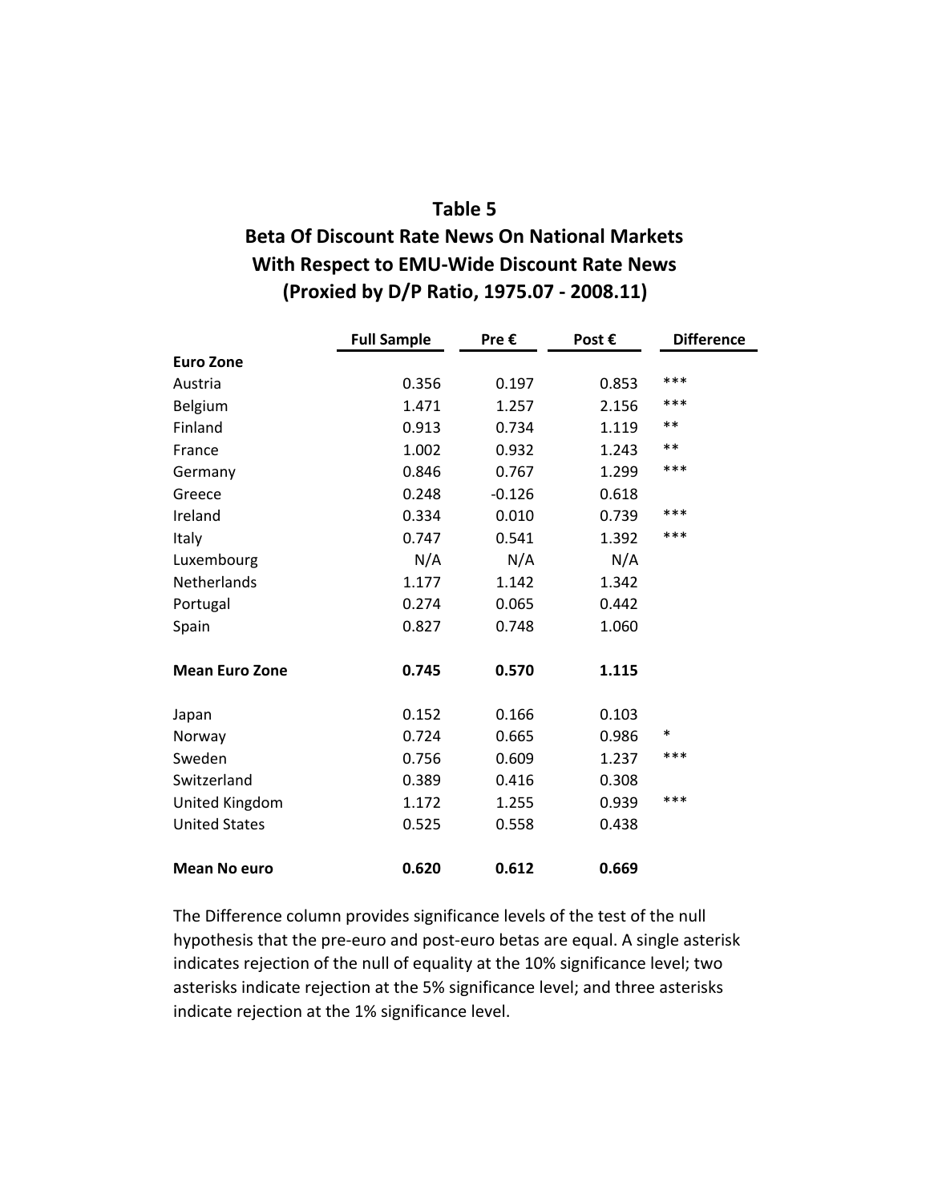## Table 5

## Beta Of Discount Rate News On National Markets With Respect to EMU-Wide Discount Rate News (Proxied by D/P Ratio, 1975.07 - 2008.11)

| | Full Sample | Pre € | Post € | Difference |
|---|---|---|---|---|
| **Euro Zone** | | | | |
| Austria | 0.356 | 0.197 | 0.853 | *** |
| Belgium | 1.471 | 1.257 | 2.156 | *** |
| Finland | 0.913 | 0.734 | 1.119 | ** |
| France | 1.002 | 0.932 | 1.243 | ** |
| Germany | 0.846 | 0.767 | 1.299 | *** |
| Greece | 0.248 | -0.126 | 0.618 | |
| Ireland | 0.334 | 0.010 | 0.739 | *** |
| Italy | 0.747 | 0.541 | 1.392 | *** |
| Luxembourg | N/A | N/A | N/A | |
| Netherlands | 1.177 | 1.142 | 1.342 | |
| Portugal | 0.274 | 0.065 | 0.442 | |
| Spain | 0.827 | 0.748 | 1.060 | |
| | | | | |
| **Mean Euro Zone** | **0.745** | **0.570** | **1.115** | |
| | | | | |
| Japan | 0.152 | 0.166 | 0.103 | |
| Norway | 0.724 | 0.665 | 0.986 | * |
| Sweden | 0.756 | 0.609 | 1.237 | *** |
| Switzerland | 0.389 | 0.416 | 0.308 | |
| United Kingdom | 1.172 | 1.255 | 0.939 | *** |
| United States | 0.525 | 0.558 | 0.438 | |
| | | | | |
| **Mean No euro** | **0.620** | **0.612** | **0.669** | |

The Difference column provides significance levels of the test of the null hypothesis that the pre-euro and post-euro betas are equal. A single asterisk indicates rejection of the null of equality at the 10% significance level; two asterisks indicate rejection at the 5% significance level; and three asterisks indicate rejection at the 1% significance level.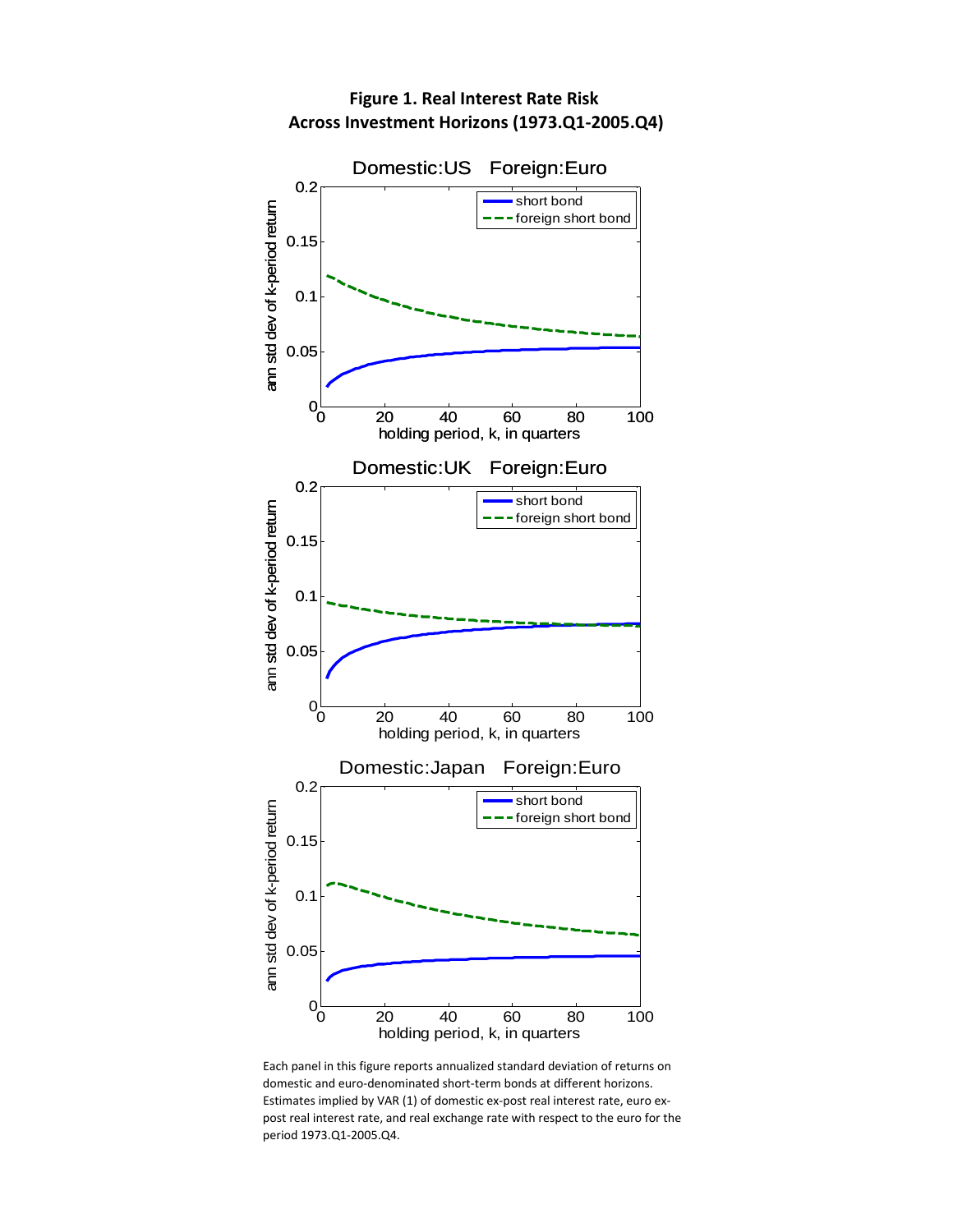**Figure 1. Real Interest Rate Risk Across Investment Horizons (1973.Q1-2005.Q4)**

Each panel in this figure reports annualized standard deviation of returns on domestic and euro-denominated short-term bonds at different horizons. Estimates implied by VAR (1) of domestic ex-post real interest rate, euro ex-post real interest rate, and real exchange rate with respect to the euro for the period 1973.Q1-2005.Q4.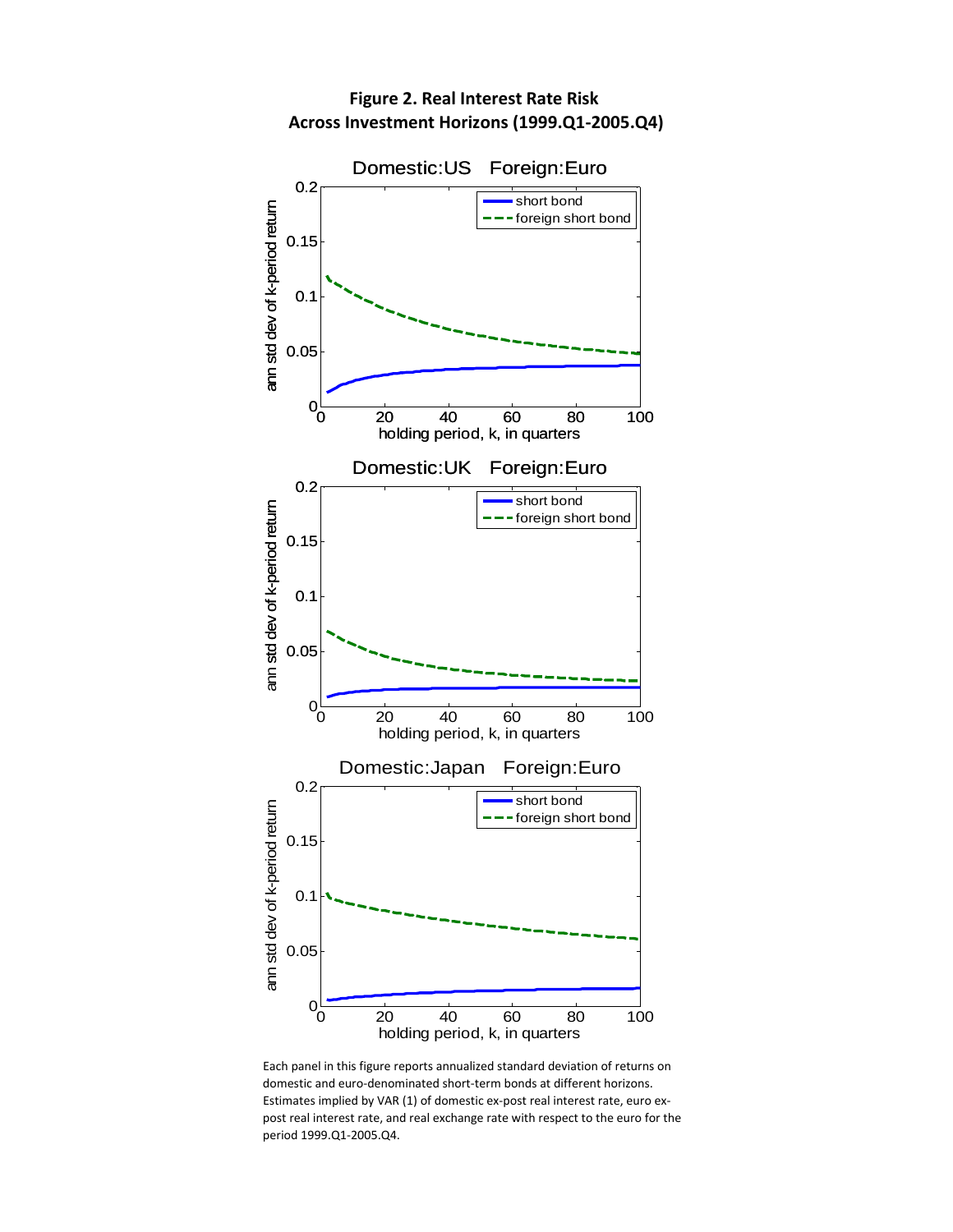**Figure 2. Real Interest Rate Risk Across Investment Horizons (1999.Q1-2005.Q4)**

Each panel in this figure reports annualized standard deviation of returns on domestic and euro-denominated short-term bonds at different horizons. Estimates implied by VAR (1) of domestic ex-post real interest rate, euro ex-post real interest rate, and real exchange rate with respect to the euro for the period 1999.Q1-2005.Q4.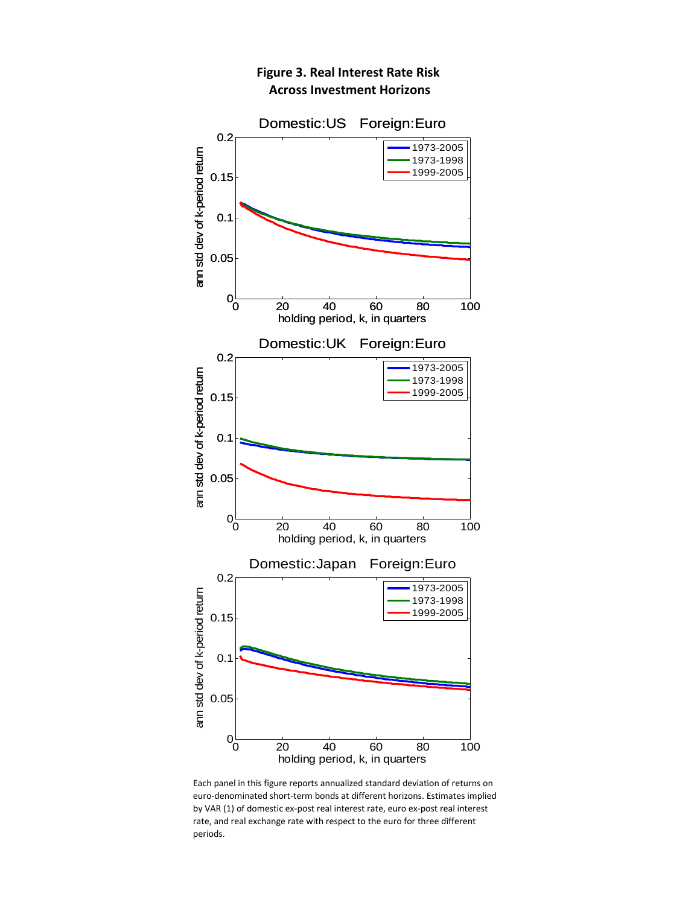**Figure 3. Real Interest Rate Risk Across Investment Horizons**

Domestic:US Foreign:Euro

Domestic:UK Foreign:Euro

Domestic:Japan Foreign:Euro

Each panel in this figure reports annualized standard deviation of returns on euro-denominated short-term bonds at different horizons. Estimates implied by VAR (1) of domestic ex-post real interest rate, euro ex-post real interest rate, and real exchange rate with respect to the euro for three different periods.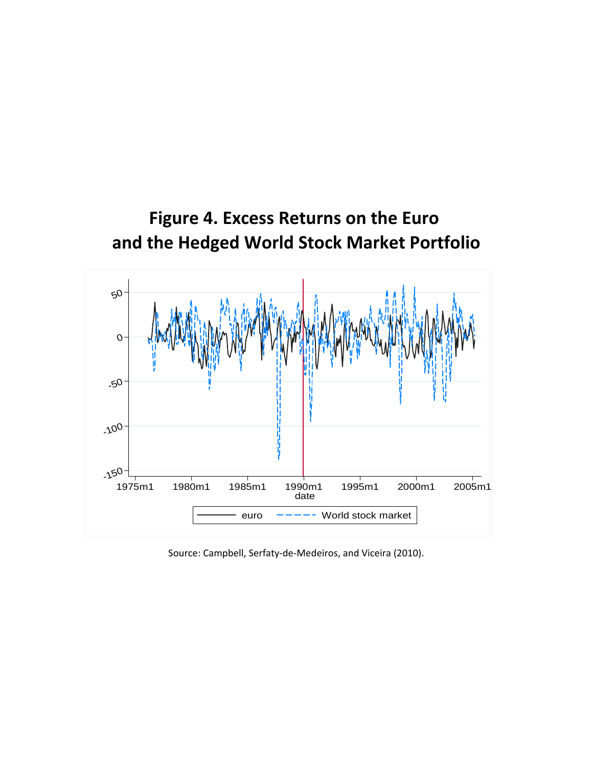# Figure 4. Excess Returns on the Euro and the Hedged World Stock Market Portfolio

50
0
-50
-100
-150

1975m1
1980m1
1985m1
1990m1
1995m1
2000m1
2005m1

date

euro
World stock market

Source: Campbell, Serfaty-de-Medeiros, and Viceira (2010).